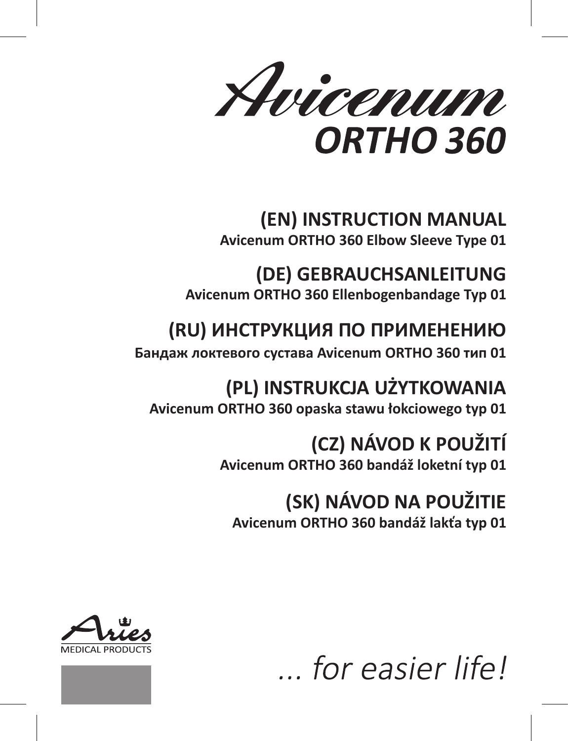# Avicenum ORTHO 360

## (EN) INSTRUCTION MANUAL
**Avicenum ORTHO 360 Elbow Sleeve Type 01**

## (DE) GEBRAUCHSANLEITUNG
**Avicenum ORTHO 360 Ellenbogenbandage Typ 01**

## (RU) ИНСТРУКЦИЯ ПО ПРИМЕНЕНИЮ
**Бандаж локтевого сустава Avicenum ORTHO 360 тип 01**

## (PL) INSTRUKCJA UŻYTKOWANIA
**Avicenum ORTHO 360 opaska stawu łokciowego typ 01**

## (CZ) NÁVOD K POUŽITÍ
**Avicenum ORTHO 360 bandáž loketní typ 01**

## (SK) NÁVOD NA POUŽITIE
**Avicenum ORTHO 360 bandáž lakťa typ 01**

Aries MEDICAL PRODUCTS

*... for easier life!*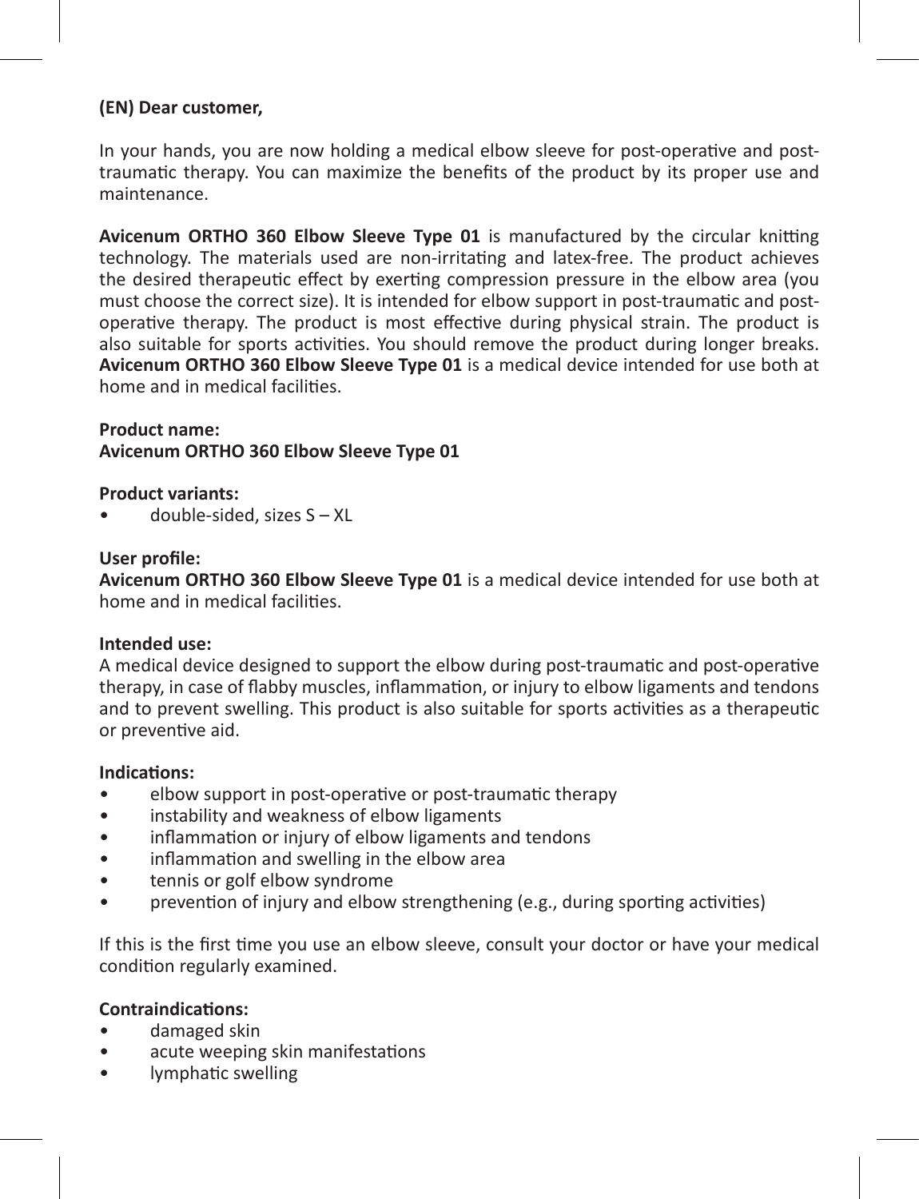**(EN) Dear customer,**

In your hands, you are now holding a medical elbow sleeve for post-operative and post-traumatic therapy. You can maximize the benefits of the product by its proper use and maintenance.

**Avicenum ORTHO 360 Elbow Sleeve Type 01** is manufactured by the circular knitting technology. The materials used are non-irritating and latex-free. The product achieves the desired therapeutic effect by exerting compression pressure in the elbow area (you must choose the correct size). It is intended for elbow support in post-traumatic and post-operative therapy. The product is most effective during physical strain. The product is also suitable for sports activities. You should remove the product during longer breaks. **Avicenum ORTHO 360 Elbow Sleeve Type 01** is a medical device intended for use both at home and in medical facilities.

**Product name:**
**Avicenum ORTHO 360 Elbow Sleeve Type 01**

**Product variants:**

- double-sided, sizes S – XL

**User profile:**
**Avicenum ORTHO 360 Elbow Sleeve Type 01** is a medical device intended for use both at home and in medical facilities.

**Intended use:**
A medical device designed to support the elbow during post-traumatic and post-operative therapy, in case of flabby muscles, inflammation, or injury to elbow ligaments and tendons and to prevent swelling. This product is also suitable for sports activities as a therapeutic or preventive aid.

**Indications:**

- elbow support in post-operative or post-traumatic therapy
- instability and weakness of elbow ligaments
- inflammation or injury of elbow ligaments and tendons
- inflammation and swelling in the elbow area
- tennis or golf elbow syndrome
- prevention of injury and elbow strengthening (e.g., during sporting activities)

If this is the first time you use an elbow sleeve, consult your doctor or have your medical condition regularly examined.

**Contraindications:**

- damaged skin
- acute weeping skin manifestations
- lymphatic swelling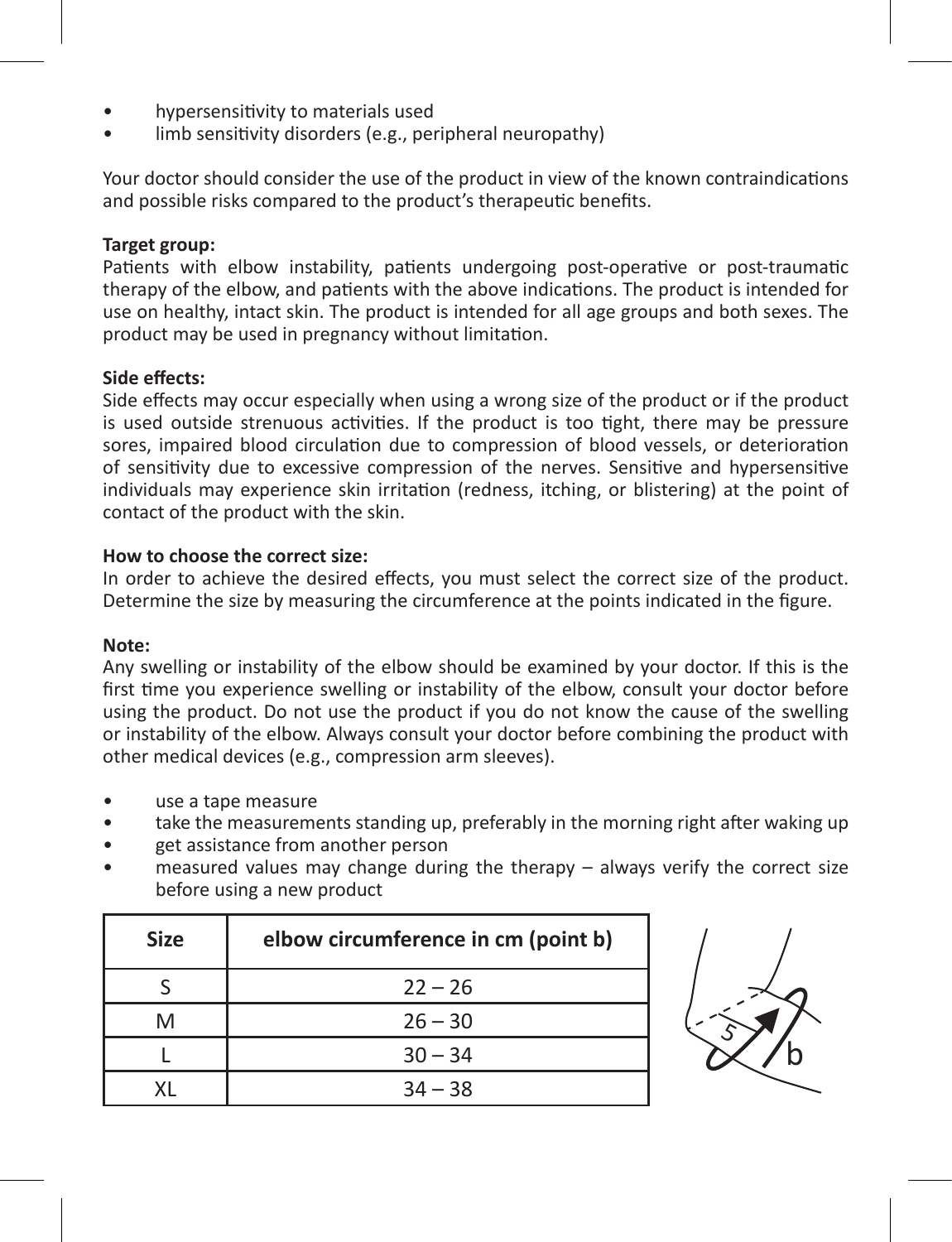- hypersensitivity to materials used
- limb sensitivity disorders (e.g., peripheral neuropathy)

Your doctor should consider the use of the product in view of the known contraindications and possible risks compared to the product's therapeutic benefits.

**Target group:**
Patients with elbow instability, patients undergoing post-operative or post-traumatic therapy of the elbow, and patients with the above indications. The product is intended for use on healthy, intact skin. The product is intended for all age groups and both sexes. The product may be used in pregnancy without limitation.

**Side effects:**
Side effects may occur especially when using a wrong size of the product or if the product is used outside strenuous activities. If the product is too tight, there may be pressure sores, impaired blood circulation due to compression of blood vessels, or deterioration of sensitivity due to excessive compression of the nerves. Sensitive and hypersensitive individuals may experience skin irritation (redness, itching, or blistering) at the point of contact of the product with the skin.

**How to choose the correct size:**
In order to achieve the desired effects, you must select the correct size of the product. Determine the size by measuring the circumference at the points indicated in the figure.

**Note:**
Any swelling or instability of the elbow should be examined by your doctor. If this is the first time you experience swelling or instability of the elbow, consult your doctor before using the product. Do not use the product if you do not know the cause of the swelling or instability of the elbow. Always consult your doctor before combining the product with other medical devices (e.g., compression arm sleeves).

- use a tape measure
- take the measurements standing up, preferably in the morning right after waking up
- get assistance from another person
- measured values may change during the therapy – always verify the correct size before using a new product

| Size | elbow circumference in cm (point b) |
|---|---|
| S | 22 – 26 |
| M | 26 – 30 |
| L | 30 – 34 |
| XL | 34 – 38 |

5 b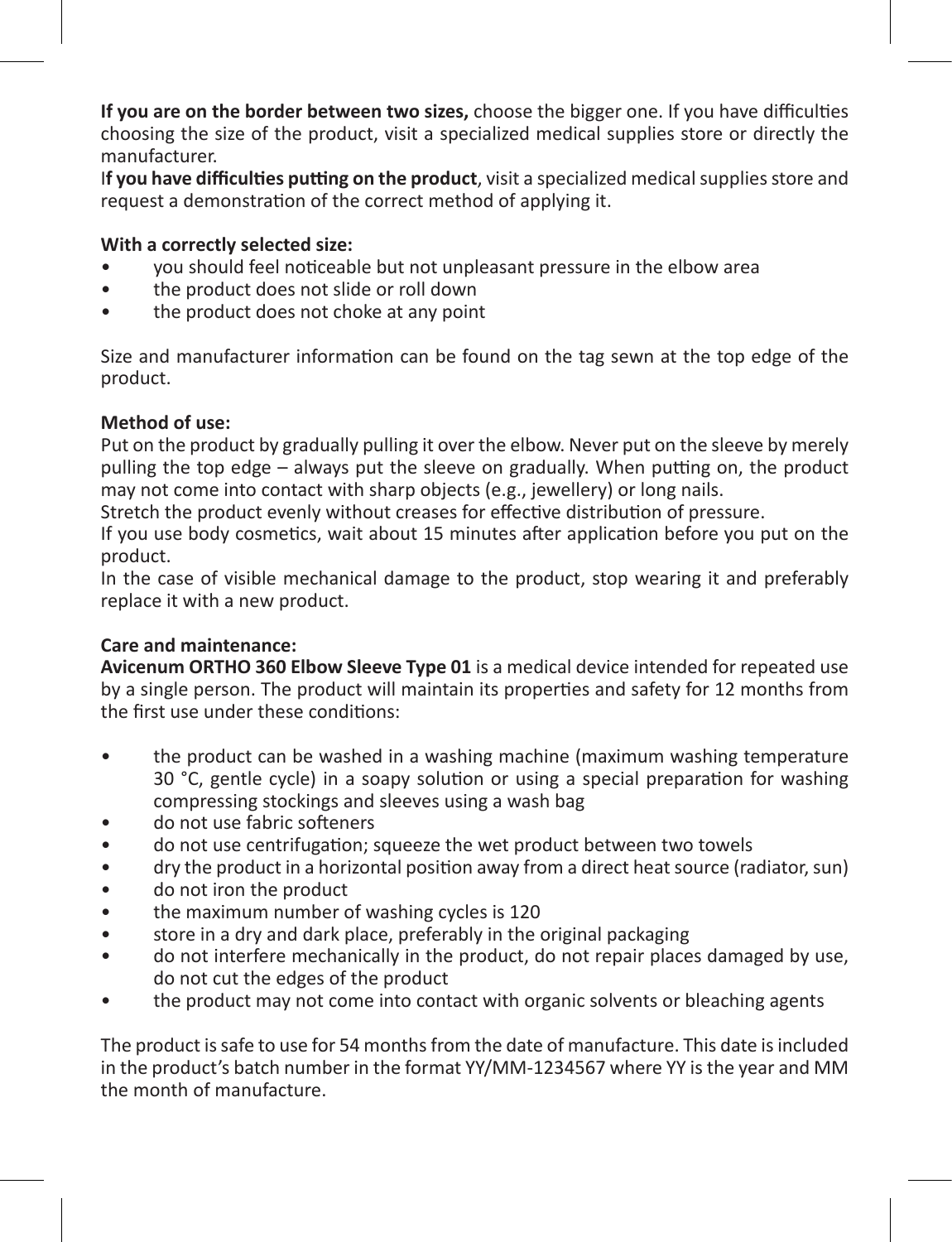**If you are on the border between two sizes,** choose the bigger one. If you have difficulties choosing the size of the product, visit a specialized medical supplies store or directly the manufacturer.

I**f you have difficulties putting on the product**, visit a specialized medical supplies store and request a demonstration of the correct method of applying it.

**With a correctly selected size:**

- you should feel noticeable but not unpleasant pressure in the elbow area
- the product does not slide or roll down
- the product does not choke at any point

Size and manufacturer information can be found on the tag sewn at the top edge of the product.

**Method of use:**

Put on the product by gradually pulling it over the elbow. Never put on the sleeve by merely pulling the top edge – always put the sleeve on gradually. When putting on, the product may not come into contact with sharp objects (e.g., jewellery) or long nails.

Stretch the product evenly without creases for effective distribution of pressure.

If you use body cosmetics, wait about 15 minutes after application before you put on the product.

In the case of visible mechanical damage to the product, stop wearing it and preferably replace it with a new product.

**Care and maintenance:**

**Avicenum ORTHO 360 Elbow Sleeve Type 01** is a medical device intended for repeated use by a single person. The product will maintain its properties and safety for 12 months from the first use under these conditions:

- the product can be washed in a washing machine (maximum washing temperature 30 °C, gentle cycle) in a soapy solution or using a special preparation for washing compressing stockings and sleeves using a wash bag
- do not use fabric softeners
- do not use centrifugation; squeeze the wet product between two towels
- dry the product in a horizontal position away from a direct heat source (radiator, sun)
- do not iron the product
- the maximum number of washing cycles is 120
- store in a dry and dark place, preferably in the original packaging
- do not interfere mechanically in the product, do not repair places damaged by use, do not cut the edges of the product
- the product may not come into contact with organic solvents or bleaching agents

The product is safe to use for 54 months from the date of manufacture. This date is included in the product's batch number in the format YY/MM-1234567 where YY is the year and MM the month of manufacture.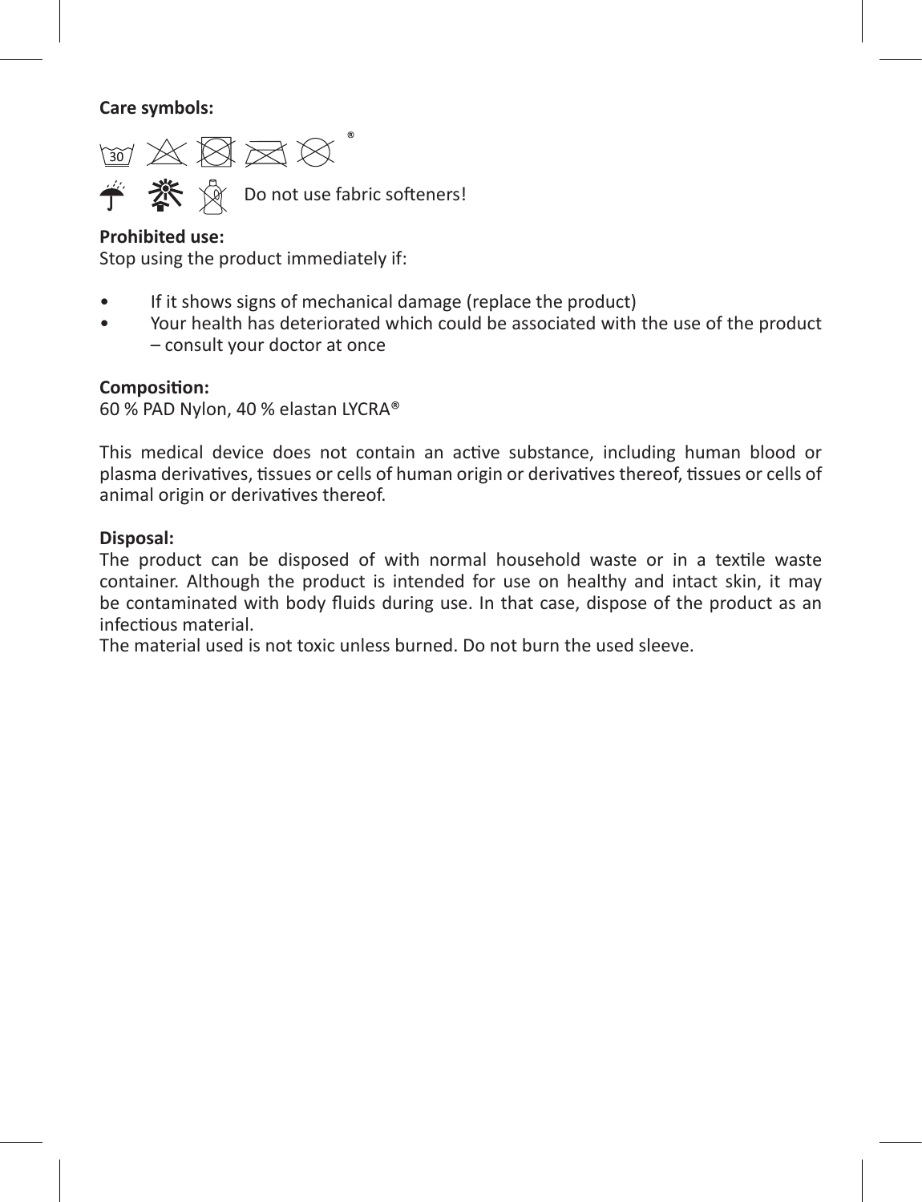**Care symbols:**

Do not use fabric softeners!

**Prohibited use:**
Stop using the product immediately if:

- If it shows signs of mechanical damage (replace the product)
- Your health has deteriorated which could be associated with the use of the product – consult your doctor at once

**Composition:**
60 % PAD Nylon, 40 % elastan LYCRA®

This medical device does not contain an active substance, including human blood or plasma derivatives, tissues or cells of human origin or derivatives thereof, tissues or cells of animal origin or derivatives thereof.

**Disposal:**
The product can be disposed of with normal household waste or in a textile waste container. Although the product is intended for use on healthy and intact skin, it may be contaminated with body fluids during use. In that case, dispose of the product as an infectious material.
The material used is not toxic unless burned. Do not burn the used sleeve.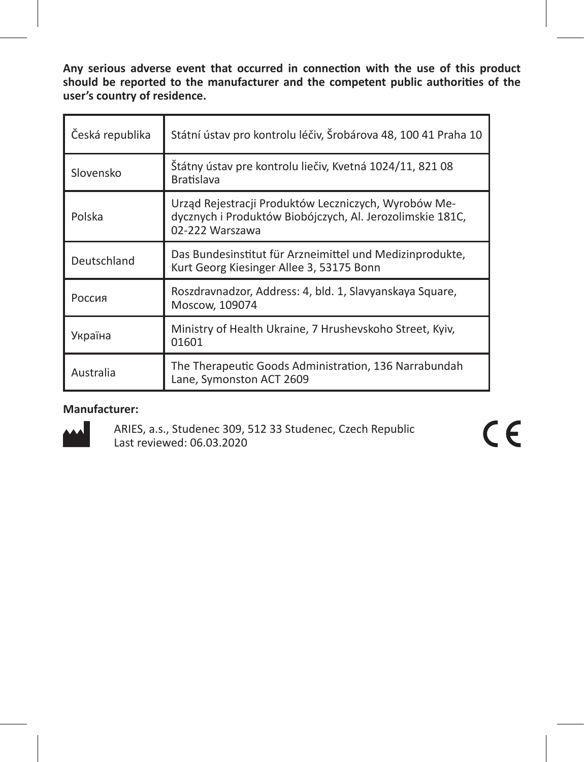**Any serious adverse event that occurred in connection with the use of this product should be reported to the manufacturer and the competent public authorities of the user's country of residence.**

| Česká republika | Státní ústav pro kontrolu léčiv, Šrobárova 48, 100 41 Praha 10 |
|---|---|
| Slovensko | Štátny ústav pre kontrolu liečiv, Kvetná 1024/11, 821 08 Bratislava |
| Polska | Urząd Rejestracji Produktów Leczniczych, Wyrobów Medycznych i Produktów Biobójczych, Al. Jerozolimskie 181C, 02-222 Warszawa |
| Deutschland | Das Bundesinstitut für Arzneimittel und Medizinprodukte, Kurt Georg Kiesinger Allee 3, 53175 Bonn |
| Россия | Roszdravnadzor, Address: 4, bld. 1, Slavyanskaya Square, Moscow, 109074 |
| Україна | Ministry of Health Ukraine, 7 Hrushevskoho Street, Kyiv, 01601 |
| Australia | The Therapeutic Goods Administration, 136 Narrabundah Lane, Symonston ACT 2609 |

**Manufacturer:**

ARIES, a.s., Studenec 309, 512 33 Studenec, Czech Republic
Last reviewed: 06.03.2020

CE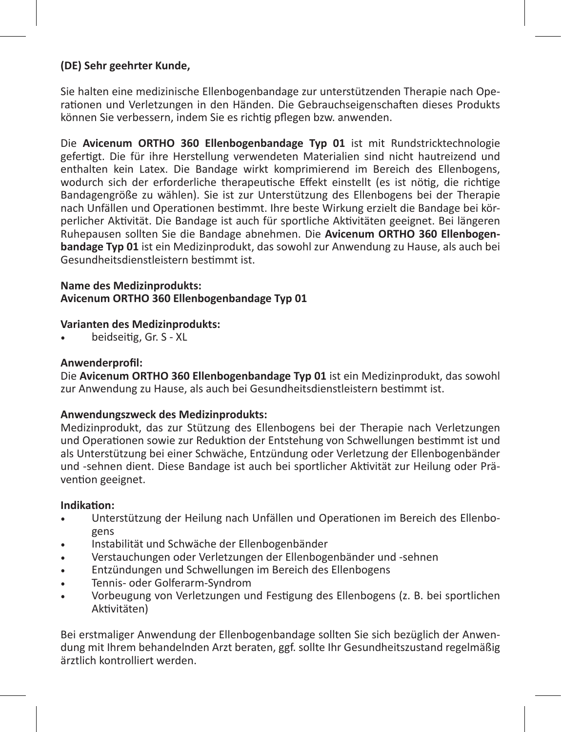**(DE) Sehr geehrter Kunde,**

Sie halten eine medizinische Ellenbogenbandage zur unterstützenden Therapie nach Operationen und Verletzungen in den Händen. Die Gebrauchseigenschaften dieses Produkts können Sie verbessern, indem Sie es richtig pflegen bzw. anwenden.

Die **Avicenum ORTHO 360 Ellenbogenbandage Typ 01** ist mit Rundstricktechnologie gefertigt. Die für ihre Herstellung verwendeten Materialien sind nicht hautreizend und enthalten kein Latex. Die Bandage wirkt komprimierend im Bereich des Ellenbogens, wodurch sich der erforderliche therapeutische Effekt einstellt (es ist nötig, die richtige Bandagengröße zu wählen). Sie ist zur Unterstützung des Ellenbogens bei der Therapie nach Unfällen und Operationen bestimmt. Ihre beste Wirkung erzielt die Bandage bei körperlicher Aktivität. Die Bandage ist auch für sportliche Aktivitäten geeignet. Bei längeren Ruhepausen sollten Sie die Bandage abnehmen. Die **Avicenum ORTHO 360 Ellenbogenbandage Typ 01** ist ein Medizinprodukt, das sowohl zur Anwendung zu Hause, als auch bei Gesundheitsdienstleistern bestimmt ist.

**Name des Medizinprodukts:**
**Avicenum ORTHO 360 Ellenbogenbandage Typ 01**

**Varianten des Medizinprodukts:**

- beidseitig, Gr. S - XL

**Anwenderprofil:**
Die **Avicenum ORTHO 360 Ellenbogenbandage Typ 01** ist ein Medizinprodukt, das sowohl zur Anwendung zu Hause, als auch bei Gesundheitsdienstleistern bestimmt ist.

**Anwendungszweck des Medizinprodukts:**
Medizinprodukt, das zur Stützung des Ellenbogens bei der Therapie nach Verletzungen und Operationen sowie zur Reduktion der Entstehung von Schwellungen bestimmt ist und als Unterstützung bei einer Schwäche, Entzündung oder Verletzung der Ellenbogenbänder und -sehnen dient. Diese Bandage ist auch bei sportlicher Aktivität zur Heilung oder Prävention geeignet.

**Indikation:**

- Unterstützung der Heilung nach Unfällen und Operationen im Bereich des Ellenbogens
- Instabilität und Schwäche der Ellenbogenbänder
- Verstauchungen oder Verletzungen der Ellenbogenbänder und -sehnen
- Entzündungen und Schwellungen im Bereich des Ellenbogens
- Tennis- oder Golferarm-Syndrom
- Vorbeugung von Verletzungen und Festigung des Ellenbogens (z. B. bei sportlichen Aktivitäten)

Bei erstmaliger Anwendung der Ellenbogenbandage sollten Sie sich bezüglich der Anwendung mit Ihrem behandelnden Arzt beraten, ggf. sollte Ihr Gesundheitszustand regelmäßig ärztlich kontrolliert werden.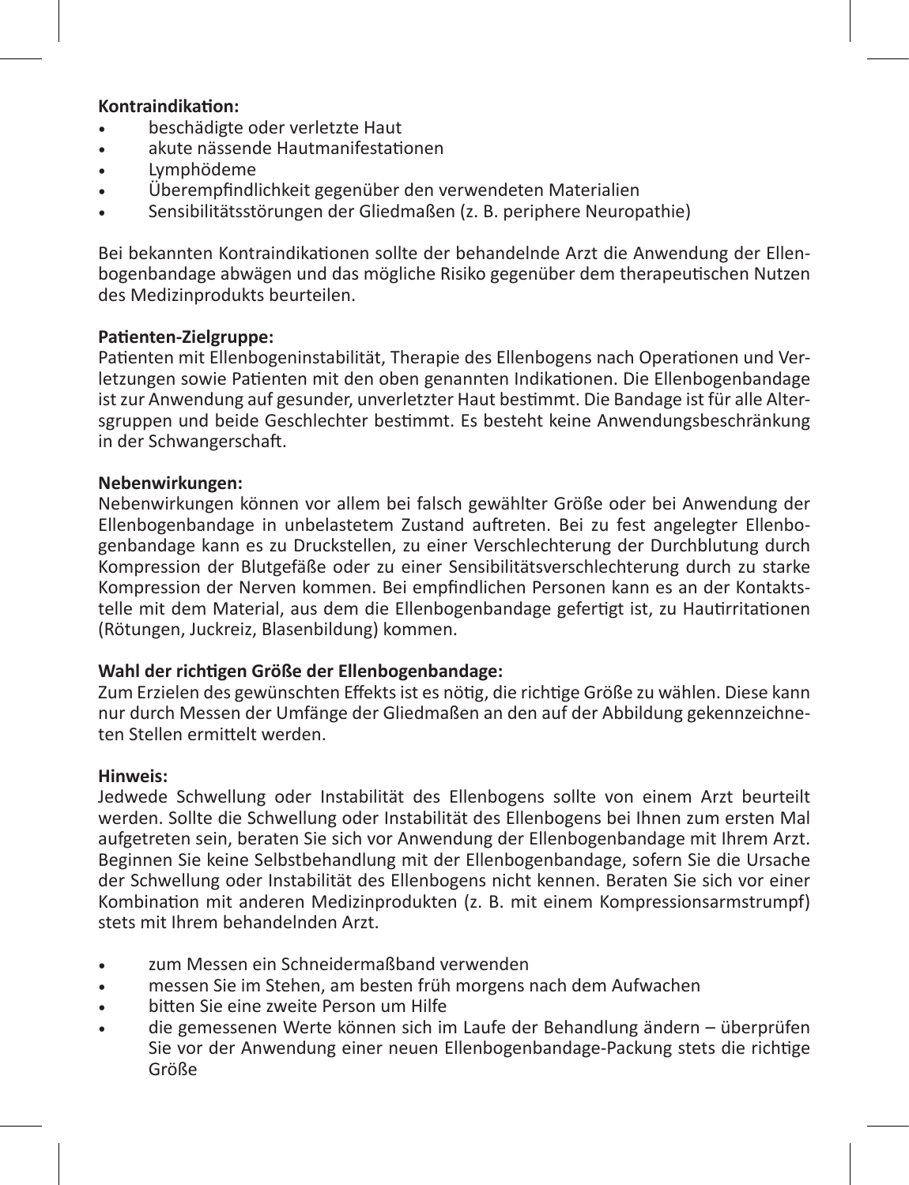**Kontraindikation:**

- beschädigte oder verletzte Haut
- akute nässende Hautmanifestationen
- Lymphödeme
- Überempfindlichkeit gegenüber den verwendeten Materialien
- Sensibilitätsstörungen der Gliedmaßen (z. B. periphere Neuropathie)

Bei bekannten Kontraindikationen sollte der behandelnde Arzt die Anwendung der Ellenbogenbandage abwägen und das mögliche Risiko gegenüber dem therapeutischen Nutzen des Medizinprodukts beurteilen.

**Patienten-Zielgruppe:**
Patienten mit Ellenbogeninstabilität, Therapie des Ellenbogens nach Operationen und Verletzungen sowie Patienten mit den oben genannten Indikationen. Die Ellenbogenbandage ist zur Anwendung auf gesunder, unverletzter Haut bestimmt. Die Bandage ist für alle Altersgruppen und beide Geschlechter bestimmt. Es besteht keine Anwendungsbeschränkung in der Schwangerschaft.

**Nebenwirkungen:**
Nebenwirkungen können vor allem bei falsch gewählter Größe oder bei Anwendung der Ellenbogenbandage in unbelastetem Zustand auftreten. Bei zu fest angelegter Ellenbogenbandage kann es zu Druckstellen, zu einer Verschlechterung der Durchblutung durch Kompression der Blutgefäße oder zu einer Sensibilitätsverschlechterung durch zu starke Kompression der Nerven kommen. Bei empfindlichen Personen kann es an der Kontaktstelle mit dem Material, aus dem die Ellenbogenbandage gefertigt ist, zu Hautirritationen (Rötungen, Juckreiz, Blasenbildung) kommen.

**Wahl der richtigen Größe der Ellenbogenbandage:**
Zum Erzielen des gewünschten Effekts ist es nötig, die richtige Größe zu wählen. Diese kann nur durch Messen der Umfänge der Gliedmaßen an den auf der Abbildung gekennzeichneten Stellen ermittelt werden.

**Hinweis:**
Jedwede Schwellung oder Instabilität des Ellenbogens sollte von einem Arzt beurteilt werden. Sollte die Schwellung oder Instabilität des Ellenbogens bei Ihnen zum ersten Mal aufgetreten sein, beraten Sie sich vor Anwendung der Ellenbogenbandage mit Ihrem Arzt. Beginnen Sie keine Selbstbehandlung mit der Ellenbogenbandage, sofern Sie die Ursache der Schwellung oder Instabilität des Ellenbogens nicht kennen. Beraten Sie sich vor einer Kombination mit anderen Medizinprodukten (z. B. mit einem Kompressionsarmstrumpf) stets mit Ihrem behandelnden Arzt.

- zum Messen ein Schneidermaßband verwenden
- messen Sie im Stehen, am besten früh morgens nach dem Aufwachen
- bitten Sie eine zweite Person um Hilfe
- die gemessenen Werte können sich im Laufe der Behandlung ändern – überprüfen Sie vor der Anwendung einer neuen Ellenbogenbandage-Packung stets die richtige Größe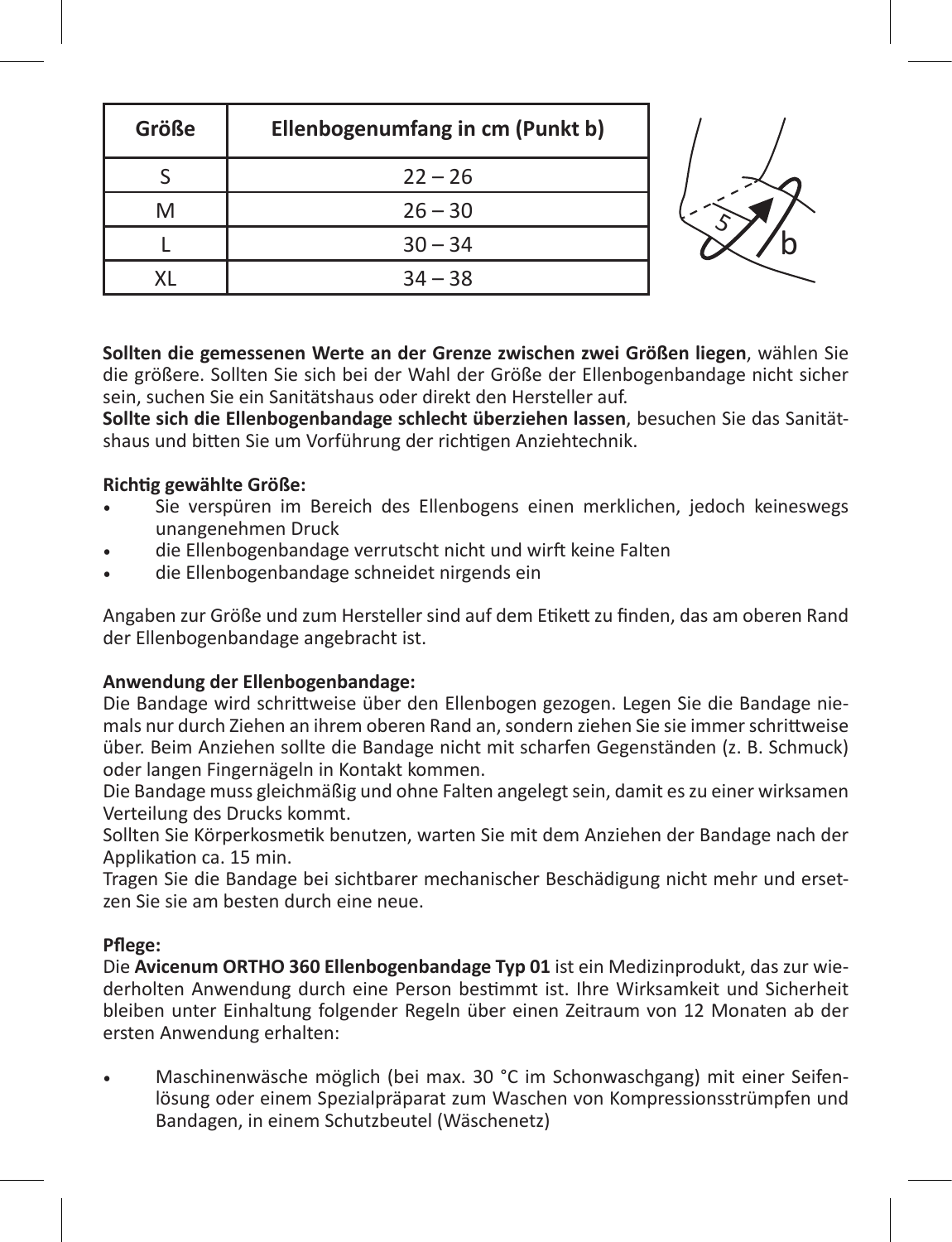| Größe | Ellenbogenumfang in cm (Punkt b) |
|---|---|
| S | 22 – 26 |
| M | 26 – 30 |
| L | 30 – 34 |
| XL | 34 – 38 |

**Sollten die gemessenen Werte an der Grenze zwischen zwei Größen liegen**, wählen Sie die größere. Sollten Sie sich bei der Wahl der Größe der Ellenbogenbandage nicht sicher sein, suchen Sie ein Sanitätshaus oder direkt den Hersteller auf.
**Sollte sich die Ellenbogenbandage schlecht überziehen lassen**, besuchen Sie das Sanitätshaus und bitten Sie um Vorführung der richtigen Anziehtechnik.

**Richtig gewählte Größe:**

- Sie verspüren im Bereich des Ellenbogens einen merklichen, jedoch keineswegs unangenehmen Druck
- die Ellenbogenbandage verrutscht nicht und wirft keine Falten
- die Ellenbogenbandage schneidet nirgends ein

Angaben zur Größe und zum Hersteller sind auf dem Etikett zu finden, das am oberen Rand der Ellenbogenbandage angebracht ist.

**Anwendung der Ellenbogenbandage:**
Die Bandage wird schrittweise über den Ellenbogen gezogen. Legen Sie die Bandage niemals nur durch Ziehen an ihrem oberen Rand an, sondern ziehen Sie sie immer schrittweise über. Beim Anziehen sollte die Bandage nicht mit scharfen Gegenständen (z. B. Schmuck) oder langen Fingernägeln in Kontakt kommen.
Die Bandage muss gleichmäßig und ohne Falten angelegt sein, damit es zu einer wirksamen Verteilung des Drucks kommt.
Sollten Sie Körperkosmetik benutzen, warten Sie mit dem Anziehen der Bandage nach der Applikation ca. 15 min.
Tragen Sie die Bandage bei sichtbarer mechanischer Beschädigung nicht mehr und ersetzen Sie sie am besten durch eine neue.

**Pflege:**
Die **Avicenum ORTHO 360 Ellenbogenbandage Typ 01** ist ein Medizinprodukt, das zur wiederholten Anwendung durch eine Person bestimmt ist. Ihre Wirksamkeit und Sicherheit bleiben unter Einhaltung folgender Regeln über einen Zeitraum von 12 Monaten ab der ersten Anwendung erhalten:

- Maschinenwäsche möglich (bei max. 30 °C im Schonwaschgang) mit einer Seifenlösung oder einem Spezialpräparat zum Waschen von Kompressionsstrümpfen und Bandagen, in einem Schutzbeutel (Wäschenetz)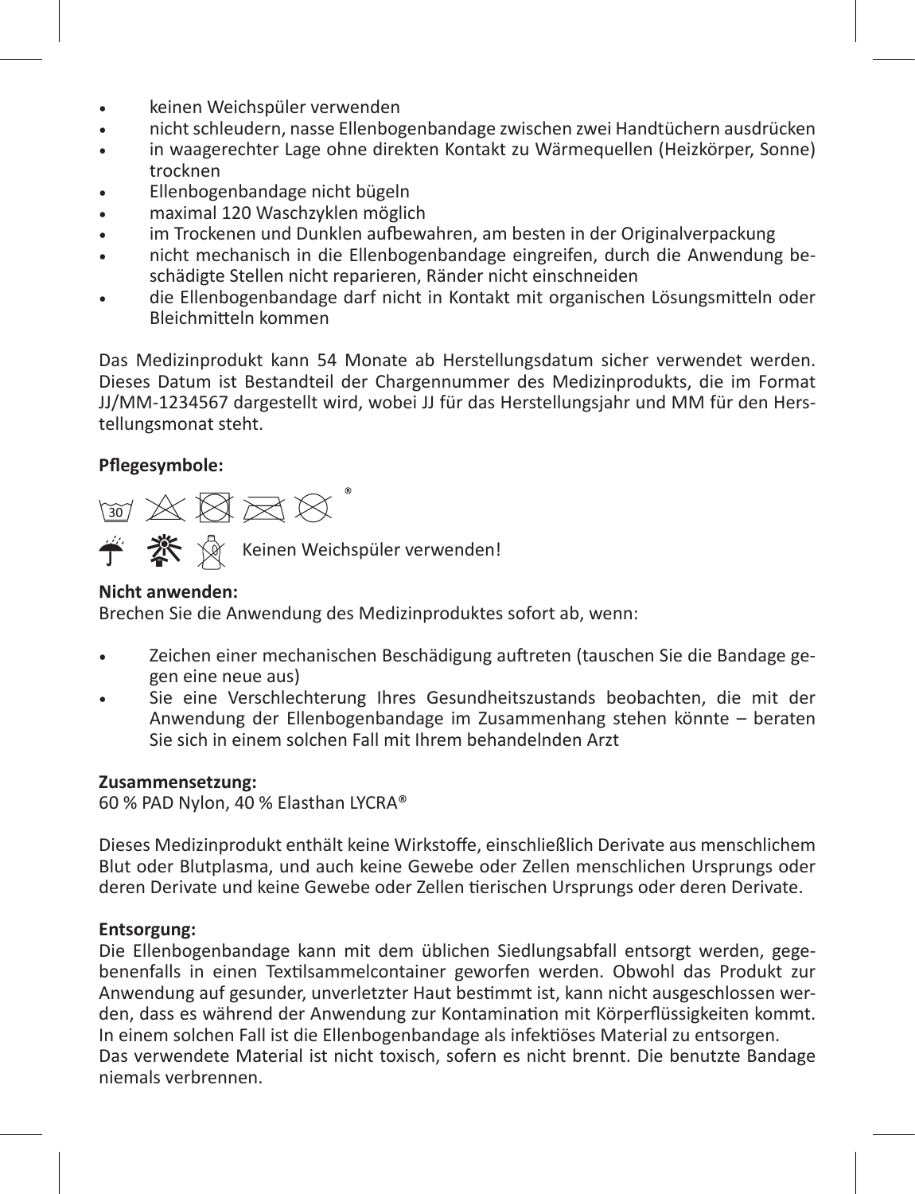- keinen Weichspüler verwenden
- nicht schleudern, nasse Ellenbogenbandage zwischen zwei Handtüchern ausdrücken
- in waagerechter Lage ohne direkten Kontakt zu Wärmequellen (Heizkörper, Sonne) trocknen
- Ellenbogenbandage nicht bügeln
- maximal 120 Waschzyklen möglich
- im Trockenen und Dunklen aufbewahren, am besten in der Originalverpackung
- nicht mechanisch in die Ellenbogenbandage eingreifen, durch die Anwendung beschädigte Stellen nicht reparieren, Ränder nicht einschneiden
- die Ellenbogenbandage darf nicht in Kontakt mit organischen Lösungsmitteln oder Bleichmitteln kommen

Das Medizinprodukt kann 54 Monate ab Herstellungsdatum sicher verwendet werden. Dieses Datum ist Bestandteil der Chargennummer des Medizinprodukts, die im Format JJ/MM-1234567 dargestellt wird, wobei JJ für das Herstellungsjahr und MM für den Herstellungsmonat steht.

**Pflegesymbole:**

Keinen Weichspüler verwenden!

**Nicht anwenden:**
Brechen Sie die Anwendung des Medizinproduktes sofort ab, wenn:

- Zeichen einer mechanischen Beschädigung auftreten (tauschen Sie die Bandage gegen eine neue aus)
- Sie eine Verschlechterung Ihres Gesundheitszustands beobachten, die mit der Anwendung der Ellenbogenbandage im Zusammenhang stehen könnte – beraten Sie sich in einem solchen Fall mit Ihrem behandelnden Arzt

**Zusammensetzung:**
60 % PAD Nylon, 40 % Elasthan LYCRA®

Dieses Medizinprodukt enthält keine Wirkstoffe, einschließlich Derivate aus menschlichem Blut oder Blutplasma, und auch keine Gewebe oder Zellen menschlichen Ursprungs oder deren Derivate und keine Gewebe oder Zellen tierischen Ursprungs oder deren Derivate.

**Entsorgung:**
Die Ellenbogenbandage kann mit dem üblichen Siedlungsabfall entsorgt werden, gegebenenfalls in einen Textilsammelcontainer geworfen werden. Obwohl das Produkt zur Anwendung auf gesunder, unverletzter Haut bestimmt ist, kann nicht ausgeschlossen werden, dass es während der Anwendung zur Kontamination mit Körperflüssigkeiten kommt. In einem solchen Fall ist die Ellenbogenbandage als infektiöses Material zu entsorgen.
Das verwendete Material ist nicht toxisch, sofern es nicht brennt. Die benutzte Bandage niemals verbrennen.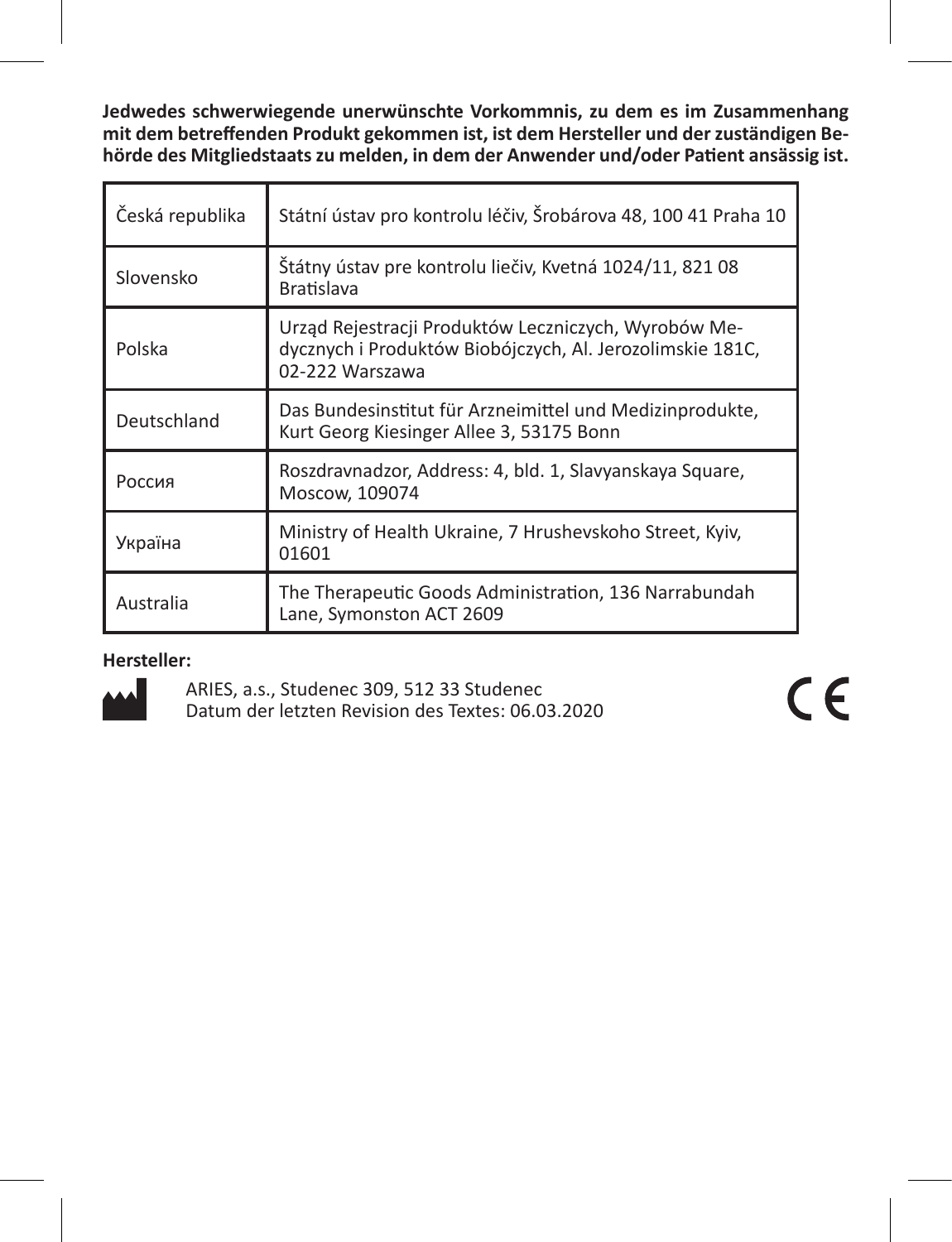**Jedwedes schwerwiegende unerwünschte Vorkommnis, zu dem es im Zusammenhang mit dem betreffenden Produkt gekommen ist, ist dem Hersteller und der zuständigen Behörde des Mitgliedstaats zu melden, in dem der Anwender und/oder Patient ansässig ist.**

| | |
|---|---|
| Česká republika | Státní ústav pro kontrolu léčiv, Šrobárova 48, 100 41 Praha 10 |
| Slovensko | Štátny ústav pre kontrolu liečiv, Kvetná 1024/11, 821 08 Bratislava |
| Polska | Urząd Rejestracji Produktów Leczniczych, Wyrobów Medycznych i Produktów Biobójczych, Al. Jerozolimskie 181C, 02-222 Warszawa |
| Deutschland | Das Bundesinstitut für Arzneimittel und Medizinprodukte, Kurt Georg Kiesinger Allee 3, 53175 Bonn |
| Россия | Roszdravnadzor, Address: 4, bld. 1, Slavyanskaya Square, Moscow, 109074 |
| Україна | Ministry of Health Ukraine, 7 Hrushevskoho Street, Kyiv, 01601 |
| Australia | The Therapeutic Goods Administration, 136 Narrabundah Lane, Symonston ACT 2609 |

**Hersteller:**

ARIES, a.s., Studenec 309, 512 33 Studenec
Datum der letzten Revision des Textes: 06.03.2020

CE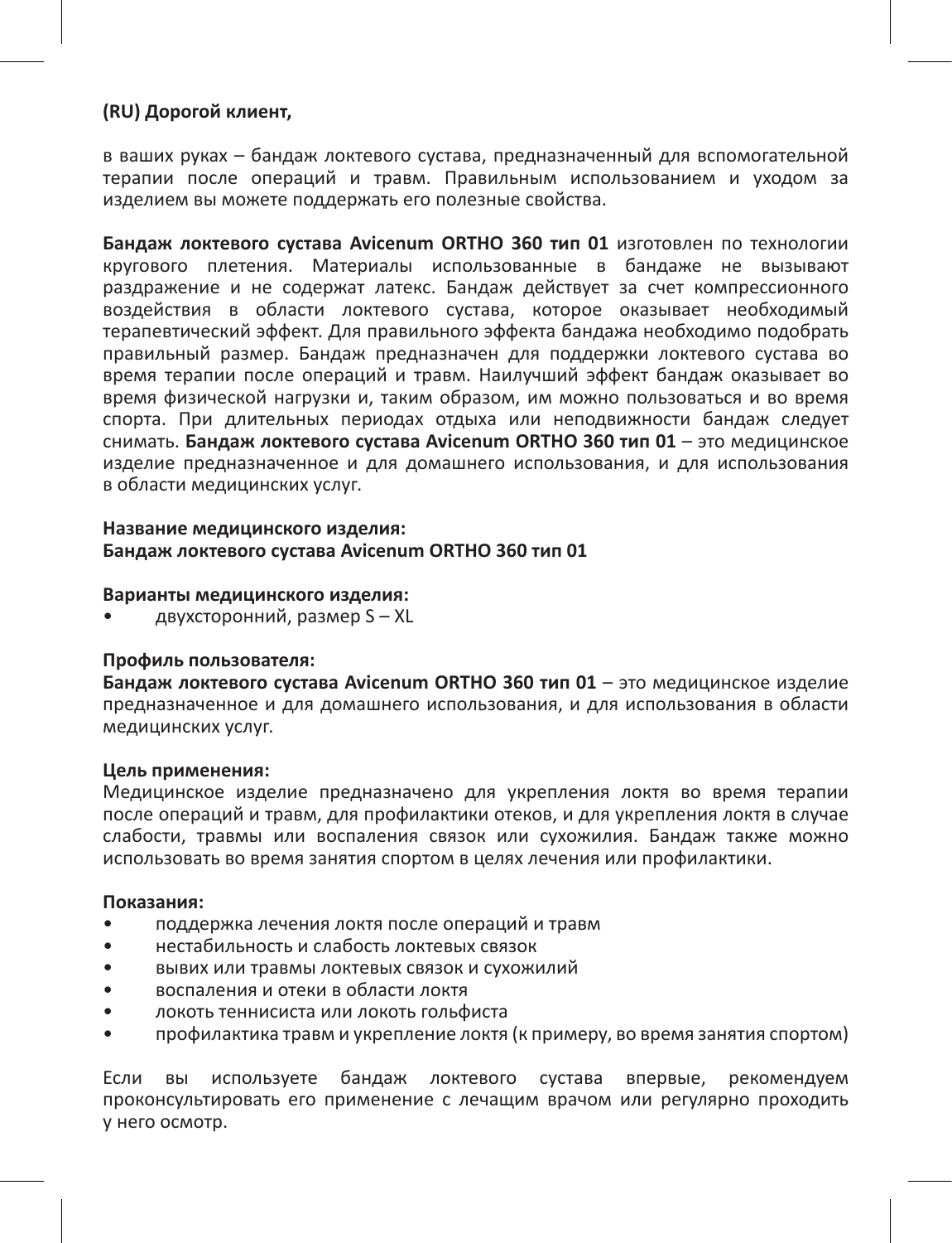**(RU) Дорогой клиент,**

в ваших руках – бандаж локтевого сустава, предназначенный для вспомогательной терапии после операций и травм. Правильным использованием и уходом за изделием вы можете поддержать его полезные свойства.

**Бандаж локтевого сустава Avicenum ORTHO 360 тип 01** изготовлен по технологии кругового плетения. Материалы использованные в бандаже не вызывают раздражение и не содержат латекс. Бандаж действует за счет компрессионного воздействия в области локтевого сустава, которое оказывает необходимый терапевтический эффект. Для правильного эффекта бандажа необходимо подобрать правильный размер. Бандаж предназначен для поддержки локтевого сустава во время терапии после операций и травм. Наилучший эффект бандаж оказывает во время физической нагрузки и, таким образом, им можно пользоваться и во время спорта. При длительных периодах отдыха или неподвижности бандаж следует снимать. **Бандаж локтевого сустава Avicenum ORTHO 360 тип 01** – это медицинское изделие предназначенное и для домашнего использования, и для использования в области медицинских услуг.

**Название медицинского изделия:**
**Бандаж локтевого сустава Avicenum ORTHO 360 тип 01**

**Варианты медицинского изделия:**
- двухсторонний, размер S – XL

**Профиль пользователя:**
**Бандаж локтевого сустава Avicenum ORTHO 360 тип 01** – это медицинское изделие предназначенное и для домашнего использования, и для использования в области медицинских услуг.

**Цель применения:**
Медицинское изделие предназначено для укрепления локтя во время терапии после операций и травм, для профилактики отеков, и для укрепления локтя в случае слабости, травмы или воспаления связок или сухожилия. Бандаж также можно использовать во время занятия спортом в целях лечения или профилактики.

**Показания:**
- поддержка лечения локтя после операций и травм
- нестабильность и слабость локтевых связок
- вывих или травмы локтевых связок и сухожилий
- воспаления и отеки в области локтя
- локоть теннисиста или локоть гольфиста
- профилактика травм и укрепление локтя (к примеру, во время занятия спортом)

Если вы используете бандаж локтевого сустава впервые, рекомендуем проконсультировать его применение с лечащим врачом или регулярно проходить у него осмотр.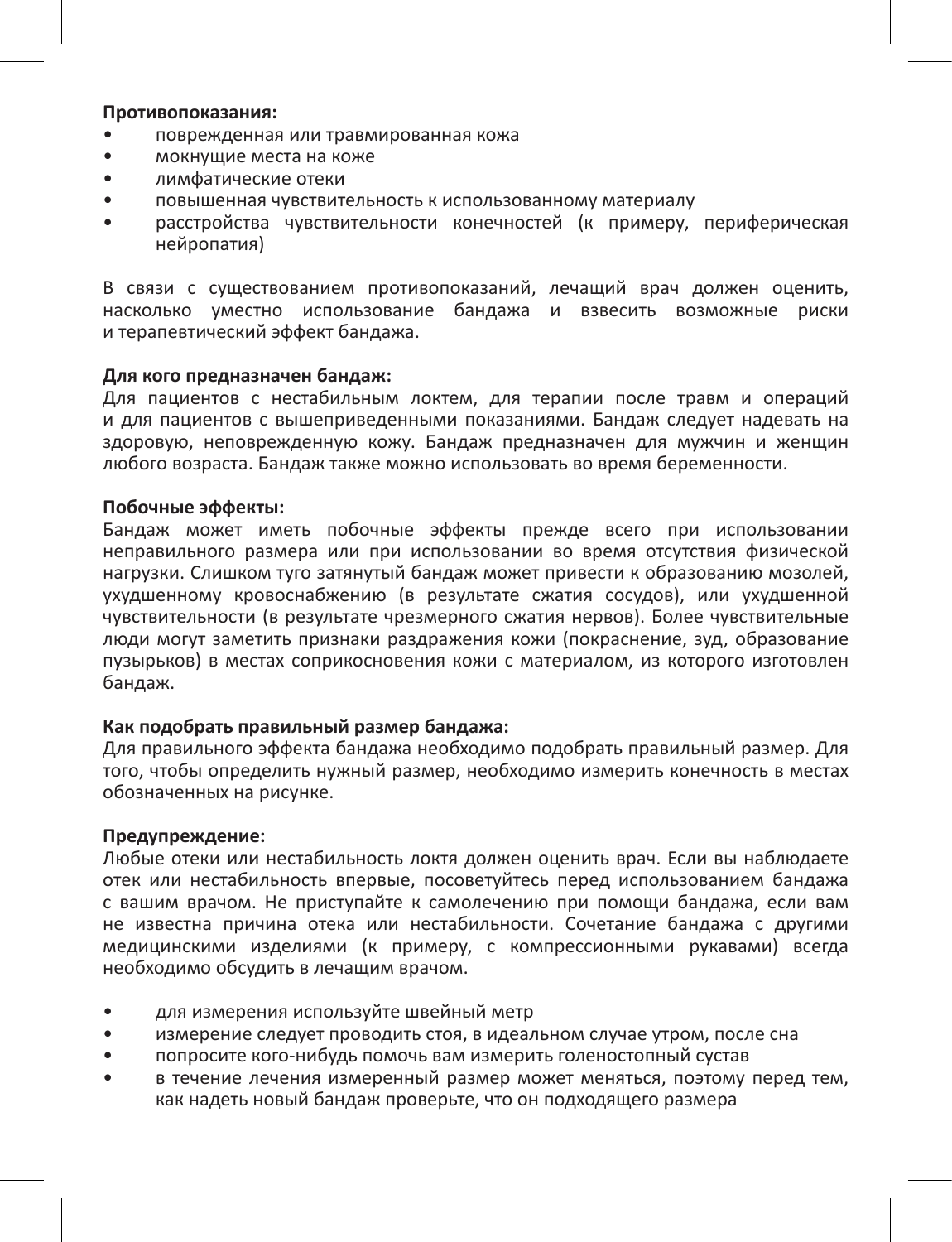**Противопоказания:**

- поврежденная или травмированная кожа
- мокнущие места на коже
- лимфатические отеки
- повышенная чувствительность к использованному материалу
- расстройства чувствительности конечностей (к примеру, периферическая нейропатия)

В связи с существованием противопоказаний, лечащий врач должен оценить, насколько уместно использование бандажа и взвесить возможные риски и терапевтический эффект бандажа.

**Для кого предназначен бандаж:**
Для пациентов с нестабильным локтем, для терапии после травм и операций и для пациентов с вышеприведенными показаниями. Бандаж следует надевать на здоровую, неповрежденную кожу. Бандаж предназначен для мужчин и женщин любого возраста. Бандаж также можно использовать во время беременности.

**Побочные эффекты:**
Бандаж может иметь побочные эффекты прежде всего при использовании неправильного размера или при использовании во время отсутствия физической нагрузки. Слишком туго затянутый бандаж может привести к образованию мозолей, ухудшенному кровоснабжению (в результате сжатия сосудов), или ухудшенной чувствительности (в результате чрезмерного сжатия нервов). Более чувствительные люди могут заметить признаки раздражения кожи (покраснение, зуд, образование пузырьков) в местах соприкосновения кожи с материалом, из которого изготовлен бандаж.

**Как подобрать правильный размер бандажа:**
Для правильного эффекта бандажа необходимо подобрать правильный размер. Для того, чтобы определить нужный размер, необходимо измерить конечность в местах обозначенных на рисунке.

**Предупреждение:**
Любые отеки или нестабильность локтя должен оценить врач. Если вы наблюдаете отек или нестабильность впервые, посоветуйтесь перед использованием бандажа с вашим врачом. Не приступайте к самолечению при помощи бандажа, если вам не известна причина отека или нестабильности. Сочетание бандажа с другими медицинскими изделиями (к примеру, с компрессионными рукавами) всегда необходимо обсудить в лечащим врачом.

- для измерения используйте швейный метр
- измерение следует проводить стоя, в идеальном случае утром, после сна
- попросите кого-нибудь помочь вам измерить голеностопный сустав
- в течение лечения измеренный размер может меняться, поэтому перед тем, как надеть новый бандаж проверьте, что он подходящего размера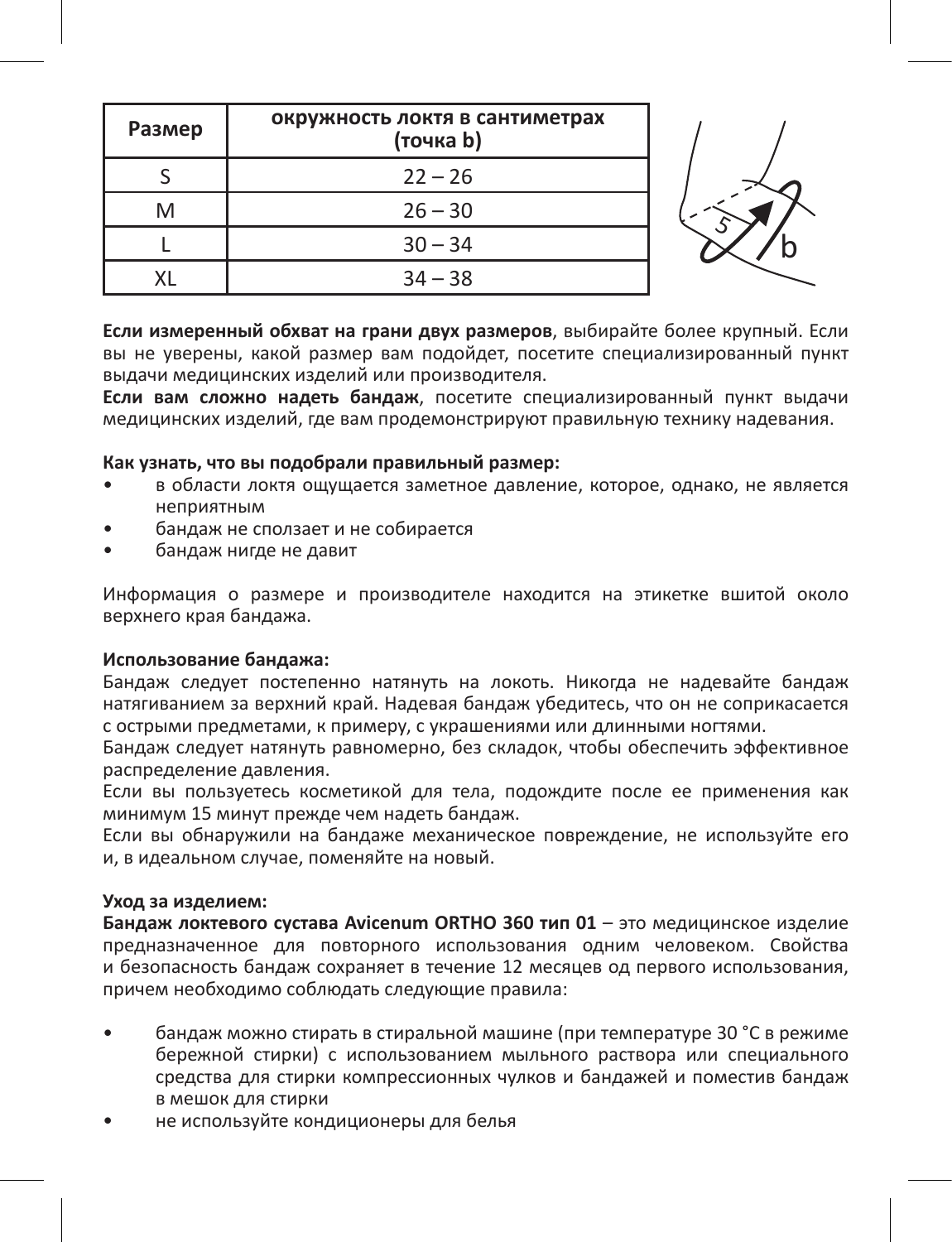| Размер | окружность локтя в сантиметрах (точка b) |
|---|---|
| S | 22 – 26 |
| M | 26 – 30 |
| L | 30 – 34 |
| XL | 34 – 38 |

**Если измеренный обхват на грани двух размеров**, выбирайте более крупный. Если вы не уверены, какой размер вам подойдет, посетите специализированный пункт выдачи медицинских изделий или производителя.
**Если вам сложно надеть бандаж**, посетите специализированный пункт выдачи медицинских изделий, где вам продемонстрируют правильную технику надевания.

**Как узнать, что вы подобрали правильный размер:**

- в области локтя ощущается заметное давление, которое, однако, не является неприятным
- бандаж не сползает и не собирается
- бандаж нигде не давит

Информация о размере и производителе находится на этикетке вшитой около верхнего края бандажа.

**Использование бандажа:**
Бандаж следует постепенно натянуть на локоть. Никогда не надевайте бандаж натягиванием за верхний край. Надевая бандаж убедитесь, что он не соприкасается с острыми предметами, к примеру, с украшениями или длинными ногтями.
Бандаж следует натянуть равномерно, без складок, чтобы обеспечить эффективное распределение давления.
Если вы пользуетесь косметикой для тела, подождите после ее применения как минимум 15 минут прежде чем надеть бандаж.
Если вы обнаружили на бандаже механическое повреждение, не используйте его и, в идеальном случае, поменяйте на новый.

**Уход за изделием:**
**Бандаж локтевого сустава Avicenum ORTHO 360 тип 01** – это медицинское изделие предназначенное для повторного использования одним человеком. Свойства и безопасность бандаж сохраняет в течение 12 месяцев од первого использования, причем необходимо соблюдать следующие правила:

- бандаж можно стирать в стиральной машине (при температуре 30 °C в режиме бережной стирки) с использованием мыльного раствора или специального средства для стирки компрессионных чулков и бандажей и поместив бандаж в мешок для стирки
- не используйте кондиционеры для белья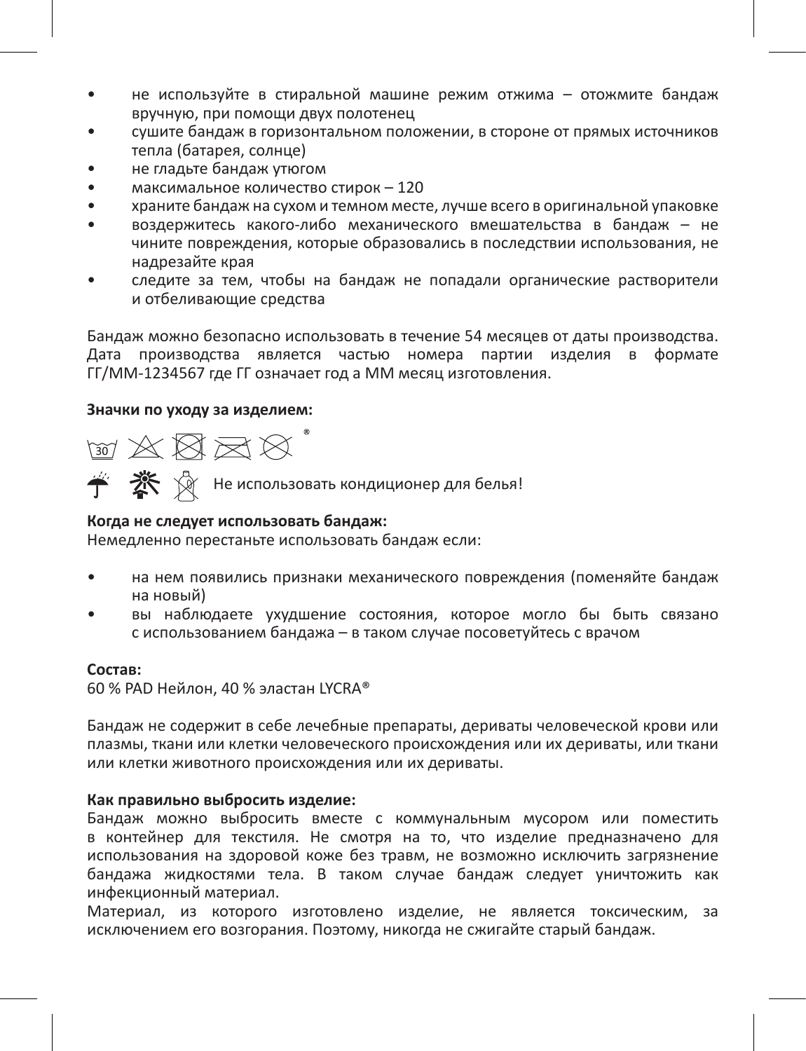- не используйте в стиральной машине режим отжима – отожмите бандаж вручную, при помощи двух полотенец
- сушите бандаж в горизонтальном положении, в стороне от прямых источников тепла (батарея, солнце)
- не гладьте бандаж утюгом
- максимальное количество стирок – 120
- храните бандаж на сухом и темном месте, лучше всего в оригинальной упаковке
- воздержитесь какого-либо механического вмешательства в бандаж – не чините повреждения, которые образовались в последствии использования, не надрезайте края
- следите за тем, чтобы на бандаж не попадали органические растворители и отбеливающие средства

Бандаж можно безопасно использовать в течение 54 месяцев от даты производства. Дата производства является частью номера партии изделия в формате ГГ/ММ-1234567 где ГГ означает год а ММ месяц изготовления.

**Значки по уходу за изделием:**

Не использовать кондиционер для белья!

**Когда не следует использовать бандаж:**
Немедленно перестаньте использовать бандаж если:

- на нем появились признаки механического повреждения (поменяйте бандаж на новый)
- вы наблюдаете ухудшение состояния, которое могло бы быть связано с использованием бандажа – в таком случае посоветуйтесь с врачом

**Состав:**
60 % PAD Нейлон, 40 % эластан LYCRA®

Бандаж не содержит в себе лечебные препараты, дериваты человеческой крови или плазмы, ткани или клетки человеческого происхождения или их дериваты, или ткани или клетки животного происхождения или их дериваты.

**Как правильно выбросить изделие:**
Бандаж можно выбросить вместе с коммунальным мусором или поместить в контейнер для текстиля. Не смотря на то, что изделие предназначено для использования на здоровой коже без травм, не возможно исключить загрязнение бандажа жидкостями тела. В таком случае бандаж следует уничтожить как инфекционный материал.
Материал, из которого изготовлено изделие, не является токсическим, за исключением его возгорания. Поэтому, никогда не сжигайте старый бандаж.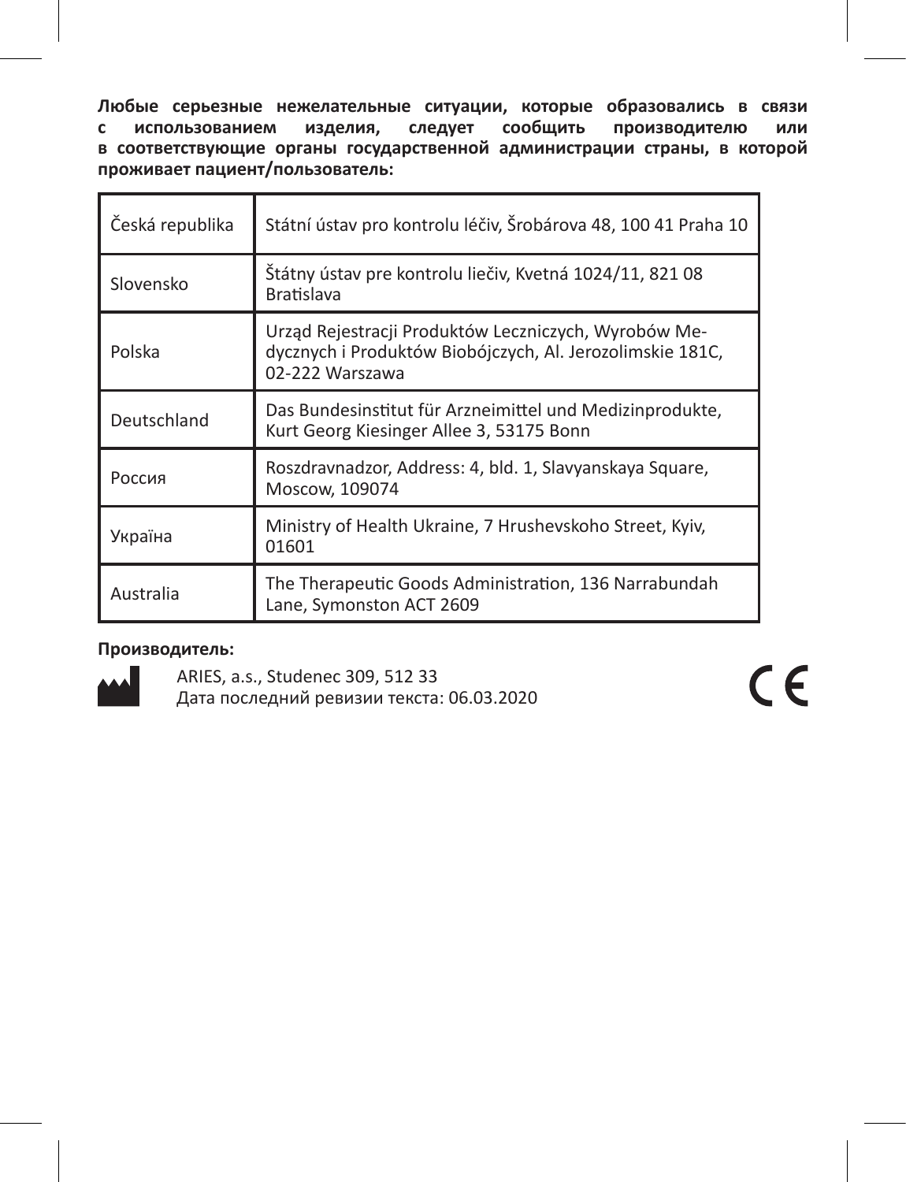**Любые серьезные нежелательные ситуации, которые образовались в связи с использованием изделия, следует сообщить производителю или в соответствующие органы государственной администрации страны, в которой проживает пациент/пользователь:**

| | |
|---|---|
| Česká republika | Státní ústav pro kontrolu léčiv, Šrobárova 48, 100 41 Praha 10 |
| Slovensko | Štátny ústav pre kontrolu liečiv, Kvetná 1024/11, 821 08 Bratislava |
| Polska | Urząd Rejestracji Produktów Leczniczych, Wyrobów Medycznych i Produktów Biobójczych, Al. Jerozolimskie 181C, 02-222 Warszawa |
| Deutschland | Das Bundesinstitut für Arzneimittel und Medizinprodukte, Kurt Georg Kiesinger Allee 3, 53175 Bonn |
| Россия | Roszdravnadzor, Address: 4, bld. 1, Slavyanskaya Square, Moscow, 109074 |
| Україна | Ministry of Health Ukraine, 7 Hrushevskoho Street, Kyiv, 01601 |
| Australia | The Therapeutic Goods Administration, 136 Narrabundah Lane, Symonston ACT 2609 |

**Производитель:**

ARIES, a.s., Studenec 309, 512 33
Дата последний ревизии текста: 06.03.2020

CE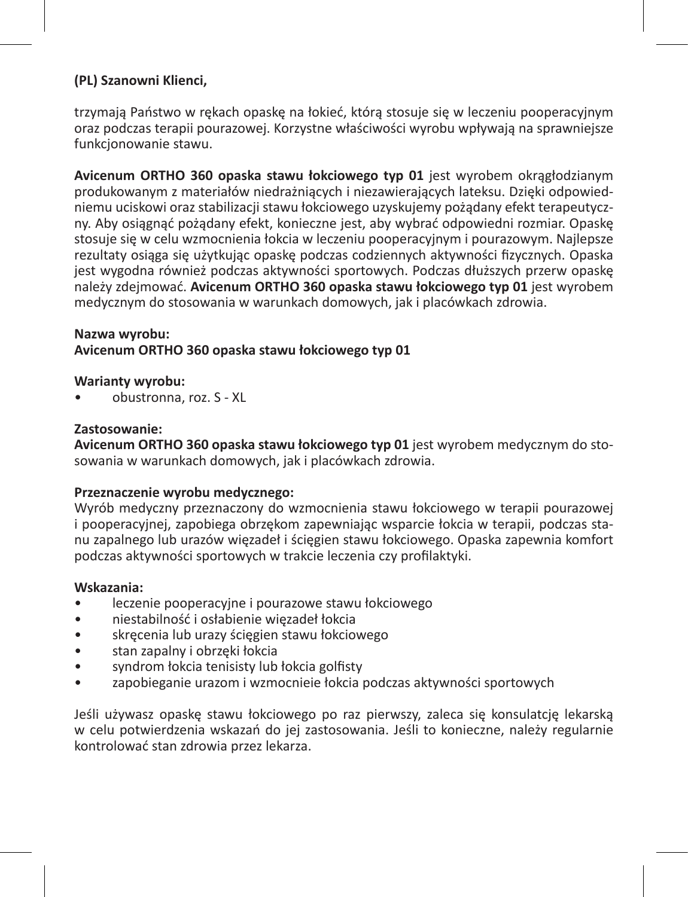**(PL) Szanowni Klienci,**

trzymają Państwo w rękach opaskę na łokieć, którą stosuje się w leczeniu pooperacyjnym oraz podczas terapii pourazowej. Korzystne właściwości wyrobu wpływają na sprawniejsze funkcjonowanie stawu.

**Avicenum ORTHO 360 opaska stawu łokciowego typ 01** jest wyrobem okrągłodzianym produkowanym z materiałów niedrażniących i niezawierających lateksu. Dzięki odpowiedniemu uciskowi oraz stabilizacji stawu łokciowego uzyskujemy pożądany efekt terapeutyczny. Aby osiągnąć pożądany efekt, konieczne jest, aby wybrać odpowiedni rozmiar. Opaskę stosuje się w celu wzmocnienia łokcia w leczeniu pooperacyjnym i pourazowym. Najlepsze rezultaty osiąga się użytkując opaskę podczas codziennych aktywności fizycznych. Opaska jest wygodna również podczas aktywności sportowych. Podczas dłuższych przerw opaskę należy zdejmować. **Avicenum ORTHO 360 opaska stawu łokciowego typ 01** jest wyrobem medycznym do stosowania w warunkach domowych, jak i placówkach zdrowia.

**Nazwa wyrobu:**
**Avicenum ORTHO 360 opaska stawu łokciowego typ 01**

**Warianty wyrobu:**
- obustronna, roz. S - XL

**Zastosowanie:**
**Avicenum ORTHO 360 opaska stawu łokciowego typ 01** jest wyrobem medycznym do stosowania w warunkach domowych, jak i placówkach zdrowia.

**Przeznaczenie wyrobu medycznego:**
Wyrób medyczny przeznaczony do wzmocnienia stawu łokciowego w terapii pourazowej i pooperacyjnej, zapobiega obrzękom zapewniając wsparcie łokcia w terapii, podczas stanu zapalnego lub urazów więzadeł i ścięgien stawu łokciowego. Opaska zapewnia komfort podczas aktywności sportowych w trakcie leczenia czy profilaktyki.

**Wskazania:**
- leczenie pooperacyjne i pourazowe stawu łokciowego
- niestabilność i osłabienie więzadeł łokcia
- skręcenia lub urazy ścięgien stawu łokciowego
- stan zapalny i obrzęki łokcia
- syndrom łokcia tenisisty lub łokcia golfisty
- zapobieganie urazom i wzmocnieie łokcia podczas aktywności sportowych

Jeśli używasz opaskę stawu łokciowego po raz pierwszy, zaleca się konsulatcję lekarską w celu potwierdzenia wskazań do jej zastosowania. Jeśli to konieczne, należy regularnie kontrolować stan zdrowia przez lekarza.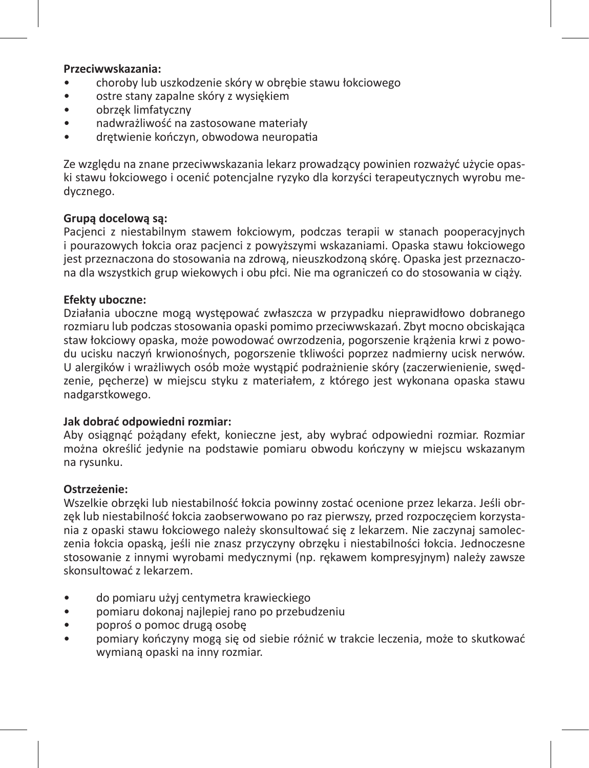**Przeciwwskazania:**

- choroby lub uszkodzenie skóry w obrębie stawu łokciowego
- ostre stany zapalne skóry z wysiękiem
- obrzęk limfatyczny
- nadwrażliwość na zastosowane materiały
- drętwienie kończyn, obwodowa neuropatia

Ze względu na znane przeciwwskazania lekarz prowadzący powinien rozważyć użycie opaski stawu łokciowego i ocenić potencjalne ryzyko dla korzyści terapeutycznych wyrobu medycznego.

**Grupą docelową są:**

Pacjenci z niestabilnym stawem łokciowym, podczas terapii w stanach pooperacyjnych i pourazowych łokcia oraz pacjenci z powyższymi wskazaniami. Opaska stawu łokciowego jest przeznaczona do stosowania na zdrową, nieuszkodzoną skórę. Opaska jest przeznaczona dla wszystkich grup wiekowych i obu płci. Nie ma ograniczeń co do stosowania w ciąży.

**Efekty uboczne:**

Działania uboczne mogą występować zwłaszcza w przypadku nieprawidłowo dobranego rozmiaru lub podczas stosowania opaski pomimo przeciwwskazań. Zbyt mocno obciskająca staw łokciowy opaska, może powodować owrzodzenia, pogorszenie krążenia krwi z powodu ucisku naczyń krwionośnych, pogorszenie tkliwości poprzez nadmierny ucisk nerwów. U alergików i wrażliwych osób może wystąpić podrażnienie skóry (zaczerwienienie, swędzenie, pęcherze) w miejscu styku z materiałem, z którego jest wykonana opaska stawu nadgarstkowego.

**Jak dobrać odpowiedni rozmiar:**

Aby osiągnąć pożądany efekt, konieczne jest, aby wybrać odpowiedni rozmiar. Rozmiar można określić jedynie na podstawie pomiaru obwodu kończyny w miejscu wskazanym na rysunku.

**Ostrzeżenie:**

Wszelkie obrzęki lub niestabilność łokcia powinny zostać ocenione przez lekarza. Jeśli obrzęk lub niestabilność łokcia zaobserwowano po raz pierwszy, przed rozpoczęciem korzystania z opaski stawu łokciowego należy skonsultować się z lekarzem. Nie zaczynaj samoleczenia łokcia opaską, jeśli nie znasz przyczyny obrzęku i niestabilności łokcia. Jednoczesne stosowanie z innymi wyrobami medycznymi (np. rękawem kompresyjnym) należy zawsze skonsultować z lekarzem.

- do pomiaru użyj centymetra krawieckiego
- pomiaru dokonaj najlepiej rano po przebudzeniu
- poproś o pomoc drugą osobę
- pomiary kończyny mogą się od siebie różnić w trakcie leczenia, może to skutkować wymianą opaski na inny rozmiar.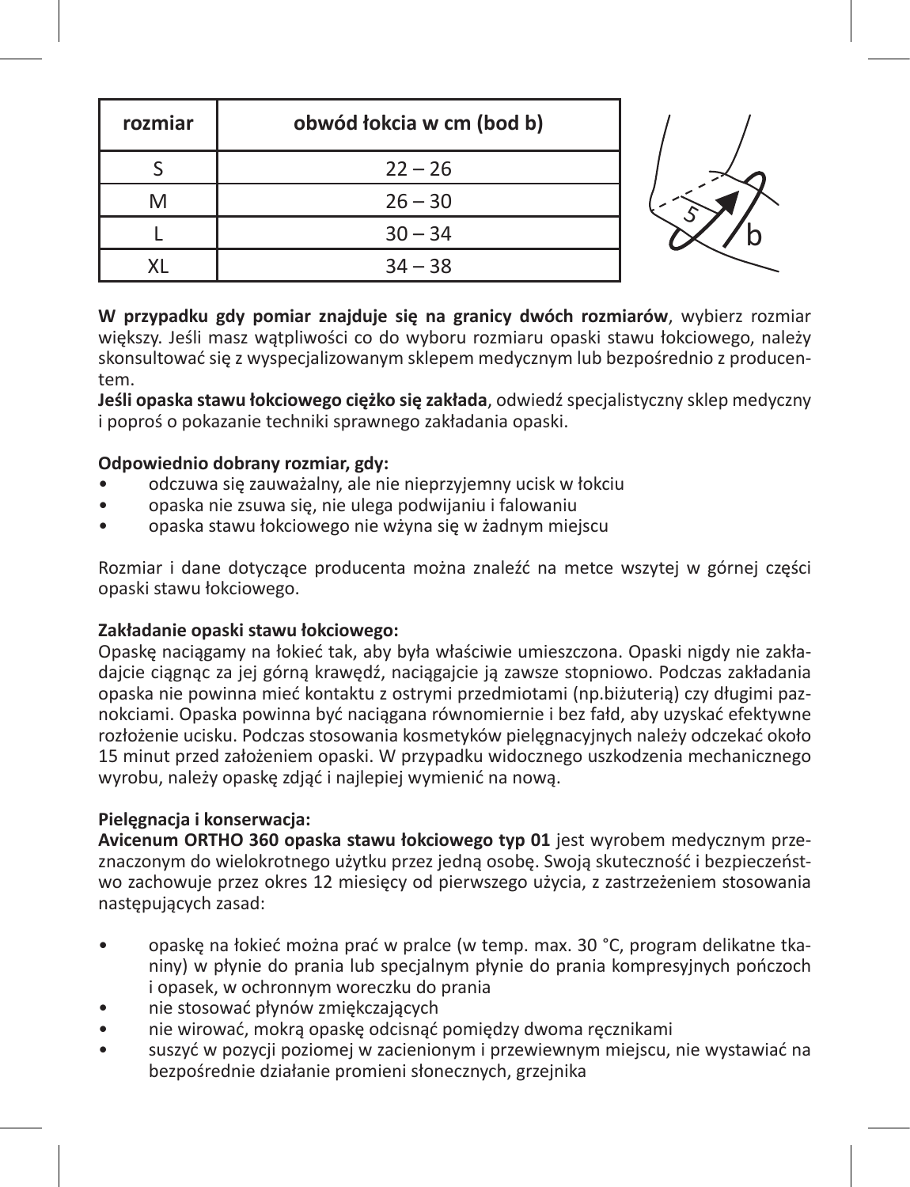| rozmiar | obwód łokcia w cm (bod b) |
|---|---|
| S | 22 – 26 |
| M | 26 – 30 |
| L | 30 – 34 |
| XL | 34 – 38 |

**W przypadku gdy pomiar znajduje się na granicy dwóch rozmiarów**, wybierz rozmiar większy. Jeśli masz wątpliwości co do wyboru rozmiaru opaski stawu łokciowego, należy skonsultować się z wyspecjalizowanym sklepem medycznym lub bezpośrednio z producentem.

**Jeśli opaska stawu łokciowego ciężko się zakłada**, odwiedź specjalistyczny sklep medyczny i poproś o pokazanie techniki sprawnego zakładania opaski.

**Odpowiednio dobrany rozmiar, gdy:**

- odczuwa się zauważalny, ale nie nieprzyjemny ucisk w łokciu
- opaska nie zsuwa się, nie ulega podwijaniu i falowaniu
- opaska stawu łokciowego nie wżyna się w żadnym miejscu

Rozmiar i dane dotyczące producenta można znaleźć na metce wszytej w górnej części opaski stawu łokciowego.

**Zakładanie opaski stawu łokciowego:**

Opaskę naciągamy na łokieć tak, aby była właściwie umieszczona. Opaski nigdy nie zakładajcie ciągnąc za jej górną krawędź, naciągajcie ją zawsze stopniowo. Podczas zakładania opaska nie powinna mieć kontaktu z ostrymi przedmiotami (np.biżuterią) czy długimi paznokciami. Opaska powinna być naciągana równomiernie i bez fałd, aby uzyskać efektywne rozłożenie ucisku. Podczas stosowania kosmetyków pielęgnacyjnych należy odczekać około 15 minut przed założeniem opaski. W przypadku widocznego uszkodzenia mechanicznego wyrobu, należy opaskę zdjąć i najlepiej wymienić na nową.

**Pielęgnacja i konserwacja:**

**Avicenum ORTHO 360 opaska stawu łokciowego typ 01** jest wyrobem medycznym przeznaczonym do wielokrotnego użytku przez jedną osobę. Swoją skuteczność i bezpieczeństwo zachowuje przez okres 12 miesięcy od pierwszego użycia, z zastrzeżeniem stosowania następujących zasad:

- opaskę na łokieć można prać w pralce (w temp. max. 30 °C, program delikatne tkaniny) w płynie do prania lub specjalnym płynie do prania kompresyjnych pończoch i opasek, w ochronnym woreczku do prania
- nie stosować płynów zmiękczających
- nie wirować, mokrą opaskę odcisnąć pomiędzy dwoma ręcznikami
- suszyć w pozycji poziomej w zacienionym i przewiewnym miejscu, nie wystawiać na bezpośrednie działanie promieni słonecznych, grzejnika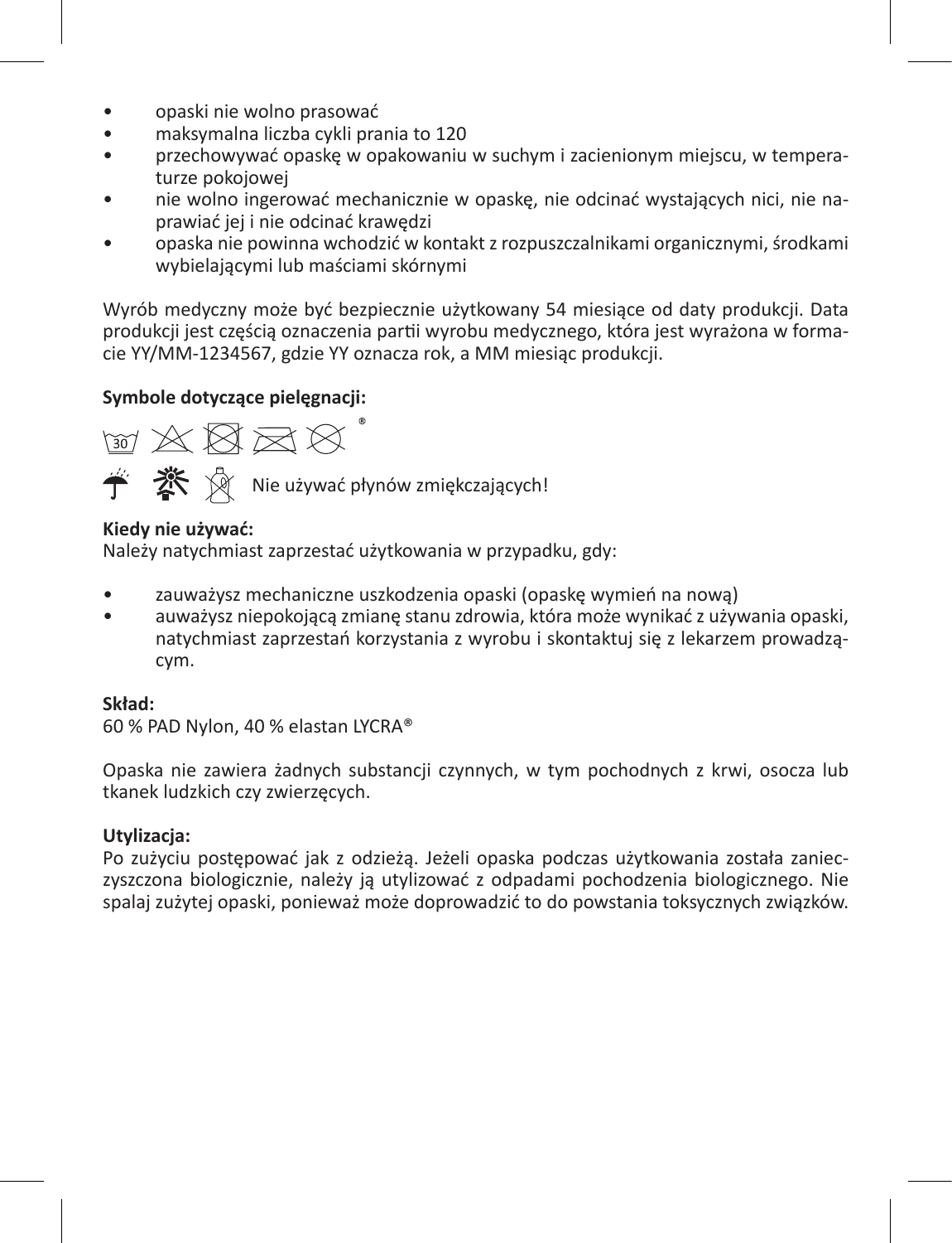- opaski nie wolno prasować
- maksymalna liczba cykli prania to 120
- przechowywać opaskę w opakowaniu w suchym i zacienionym miejscu, w temperaturze pokojowej
- nie wolno ingerować mechanicznie w opaskę, nie odcinać wystających nici, nie naprawiać jej i nie odcinać krawędzi
- opaska nie powinna wchodzić w kontakt z rozpuszczalnikami organicznymi, środkami wybielającymi lub maściami skórnymi

Wyrób medyczny może być bezpiecznie użytkowany 54 miesiące od daty produkcji. Data produkcji jest częścią oznaczenia partii wyrobu medycznego, która jest wyrażona w formacie YY/MM-1234567, gdzie YY oznacza rok, a MM miesiąc produkcji.

**Symbole dotyczące pielęgnacji:**

30 ®

Nie używać płynów zmiękczających!

**Kiedy nie używać:**
Należy natychmiast zaprzestać użytkowania w przypadku, gdy:

- zauważysz mechaniczne uszkodzenia opaski (opaskę wymień na nową)
- auważysz niepokojącą zmianę stanu zdrowia, która może wynikać z używania opaski, natychmiast zaprzestań korzystania z wyrobu i skontaktuj się z lekarzem prowadzącym.

**Skład:**
60 % PAD Nylon, 40 % elastan LYCRA®

Opaska nie zawiera żadnych substancji czynnych, w tym pochodnych z krwi, osocza lub tkanek ludzkich czy zwierzęcych.

**Utylizacja:**
Po zużyciu postępować jak z odzieżą. Jeżeli opaska podczas użytkowania została zanieczyszczona biologicznie, należy ją utylizować z odpadami pochodzenia biologicznego. Nie spalaj zużytej opaski, ponieważ może doprowadzić to do powstania toksycznych związków.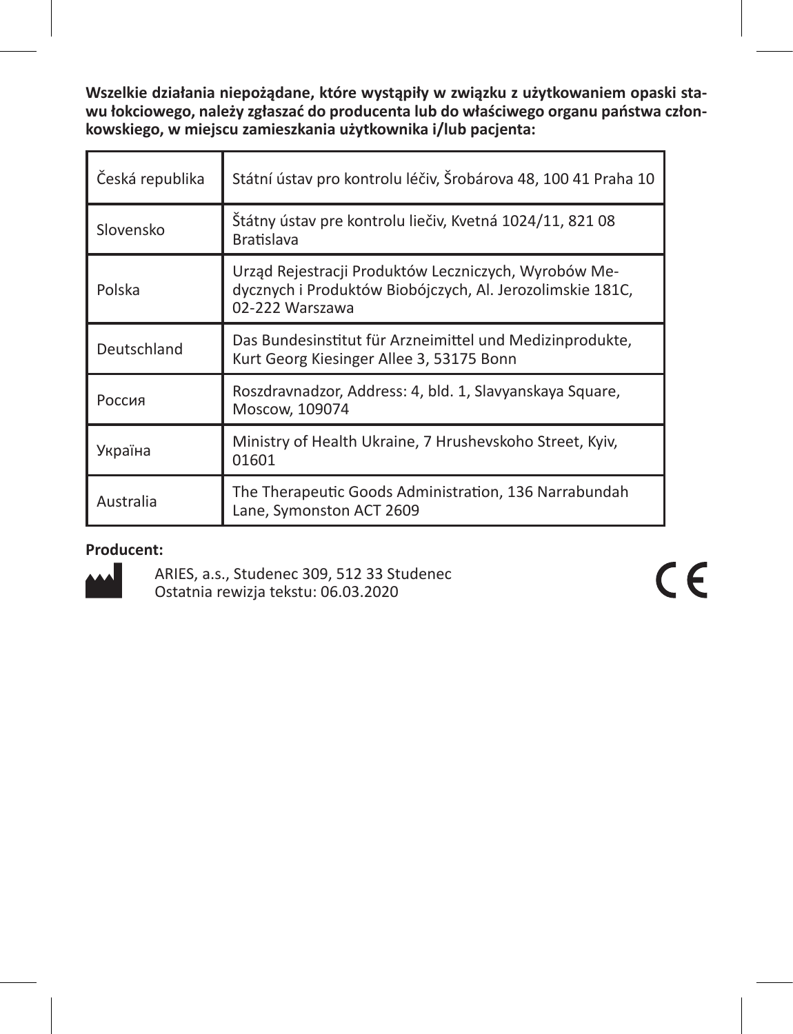**Wszelkie działania niepożądane, które wystąpiły w związku z użytkowaniem opaski stawu łokciowego, należy zgłaszać do producenta lub do właściwego organu państwa członkowskiego, w miejscu zamieszkania użytkownika i/lub pacjenta:**

| | |
|---|---|
| Česká republika | Státní ústav pro kontrolu léčiv, Šrobárova 48, 100 41 Praha 10 |
| Slovensko | Štátny ústav pre kontrolu liečiv, Kvetná 1024/11, 821 08 Bratislava |
| Polska | Urząd Rejestracji Produktów Leczniczych, Wyrobów Medycznych i Produktów Biobójczych, Al. Jerozolimskie 181C, 02-222 Warszawa |
| Deutschland | Das Bundesinstitut für Arzneimittel und Medizinprodukte, Kurt Georg Kiesinger Allee 3, 53175 Bonn |
| Россия | Roszdravnadzor, Address: 4, bld. 1, Slavyanskaya Square, Moscow, 109074 |
| Україна | Ministry of Health Ukraine, 7 Hrushevskoho Street, Kyiv, 01601 |
| Australia | The Therapeutic Goods Administration, 136 Narrabundah Lane, Symonston ACT 2609 |

**Producent:**

ARIES, a.s., Studenec 309, 512 33 Studenec
Ostatnia rewizja tekstu: 06.03.2020

CE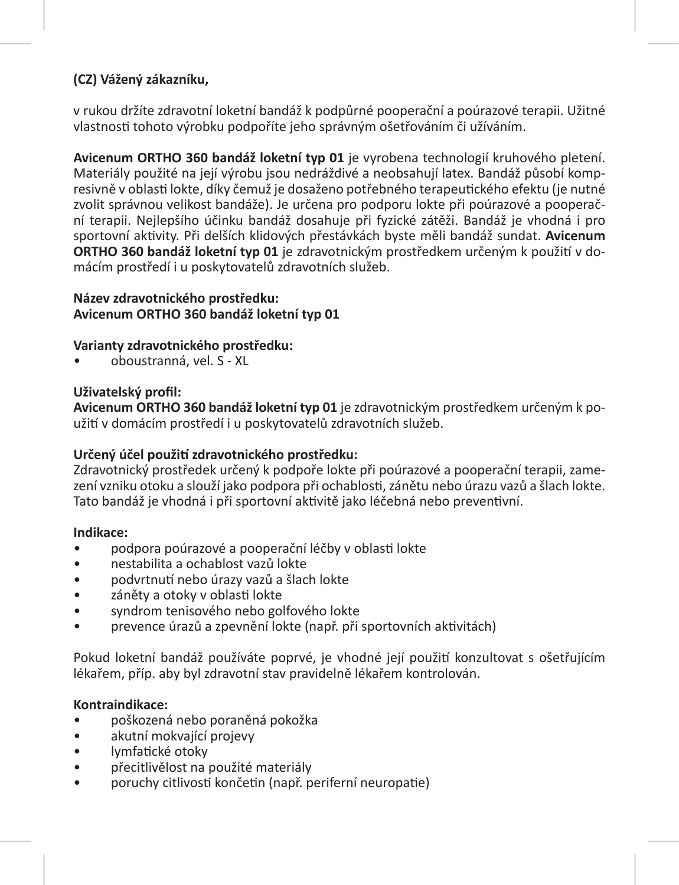**(CZ) Vážený zákazníku,**

v rukou držíte zdravotní loketní bandáž k podpůrné pooperační a poúrazové terapii. Užitné vlastnosti tohoto výrobku podpoříte jeho správným ošetřováním či užíváním.

**Avicenum ORTHO 360 bandáž loketní typ 01** je vyrobena technologií kruhového pletení. Materiály použité na její výrobu jsou nedráždivé a neobsahují latex. Bandáž působí kompresivně v oblasti lokte, díky čemuž je dosaženo potřebného terapeutického efektu (je nutné zvolit správnou velikost bandáže). Je určena pro podporu lokte při poúrazové a pooperační terapii. Nejlepšího účinku bandáž dosahuje při fyzické zátěži. Bandáž je vhodná i pro sportovní aktivity. Při delších klidových přestávkách byste měli bandáž sundat. **Avicenum ORTHO 360 bandáž loketní typ 01** je zdravotnickým prostředkem určeným k použití v domácím prostředí i u poskytovatelů zdravotních služeb.

**Název zdravotnického prostředku:**
**Avicenum ORTHO 360 bandáž loketní typ 01**

**Varianty zdravotnického prostředku:**

- oboustranná, vel. S - XL

**Uživatelský profil:**
**Avicenum ORTHO 360 bandáž loketní typ 01** je zdravotnickým prostředkem určeným k použití v domácím prostředí i u poskytovatelů zdravotních služeb.

**Určený účel použití zdravotnického prostředku:**
Zdravotnický prostředek určený k podpoře lokte při poúrazové a pooperační terapii, zamezení vzniku otoku a slouží jako podpora při ochablosti, zánětu nebo úrazu vazů a šlach lokte. Tato bandáž je vhodná i při sportovní aktivitě jako léčebná nebo preventivní.

**Indikace:**

- podpora poúrazové a pooperační léčby v oblasti lokte
- nestabilita a ochablost vazů lokte
- podvrtnutí nebo úrazy vazů a šlach lokte
- záněty a otoky v oblasti lokte
- syndrom tenisového nebo golfového lokte
- prevence úrazů a zpevnění lokte (např. při sportovních aktivitách)

Pokud loketní bandáž používáte poprvé, je vhodné její použití konzultovat s ošetřujícím lékařem, příp. aby byl zdravotní stav pravidelně lékařem kontrolován.

**Kontraindikace:**

- poškozená nebo poraněná pokožka
- akutní mokvající projevy
- lymfatické otoky
- přecitlivělost na použité materiály
- poruchy citlivosti končetin (např. periferní neuropatie)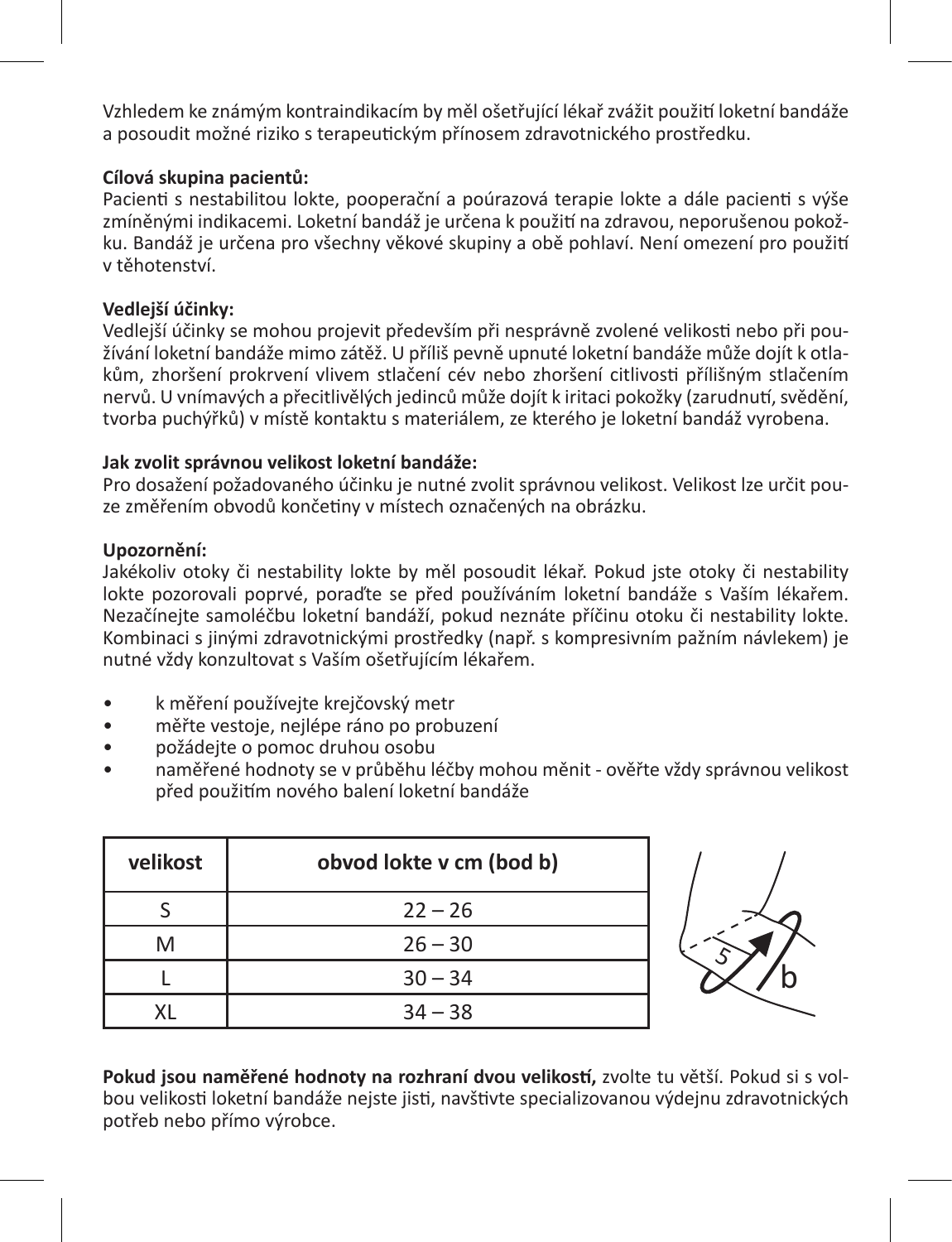Vzhledem ke známým kontraindikacím by měl ošetřující lékař zvážit použití loketní bandáže a posoudit možné riziko s terapeutickým přínosem zdravotnického prostředku.

**Cílová skupina pacientů:**
Pacienti s nestabilitou lokte, pooperační a poúrazová terapie lokte a dále pacienti s výše zmíněnými indikacemi. Loketní bandáž je určena k použití na zdravou, neporušenou pokožku. Bandáž je určena pro všechny věkové skupiny a obě pohlaví. Není omezení pro použití v těhotenství.

**Vedlejší účinky:**
Vedlejší účinky se mohou projevit především při nesprávně zvolené velikosti nebo při používání loketní bandáže mimo zátěž. U příliš pevně upnuté loketní bandáže může dojít k otlakům, zhoršení prokrvení vlivem stlačení cév nebo zhoršení citlivosti příliš­ným stlačením nervů. U vnímavých a přecitlivělých jedinců může dojít k iritaci pokožky (zarudnutí, svědění, tvorba puchýřků) v místě kontaktu s materiálem, ze kterého je loketní bandáž vyrobena.

**Jak zvolit správnou velikost loketní bandáže:**
Pro dosažení požadovaného účinku je nutné zvolit správnou velikost. Velikost lze určit pouze změřením obvodů končetiny v místech označených na obrázku.

**Upozornění:**
Jakékoliv otoky či nestability lokte by měl posoudit lékař. Pokud jste otoky či nestability lokte pozorovali poprvé, poraďte se před používáním loketní bandáže s Vaším lékařem. Nezačínejte samoléčbu loketní bandáží, pokud neznáte příčinu otoku či nestability lokte. Kombinaci s jinými zdravotnickými prostředky (např. s kompresivním pažním návlekem) je nutné vždy konzultovat s Vaším ošetřujícím lékařem.

- k měření používejte krejčovský metr
- měřte vestoje, nejlépe ráno po probuzení
- požádejte o pomoc druhou osobu
- naměřené hodnoty se v průběhu léčby mohou měnit - ověřte vždy správnou velikost před použitím nového balení loketní bandáže

| velikost | obvod lokte v cm (bod b) |
|---|---|
| S | 22 – 26 |
| M | 26 – 30 |
| L | 30 – 34 |
| XL | 34 – 38 |

**Pokud jsou naměřené hodnoty na rozhraní dvou velikostí,** zvolte tu větší. Pokud si s volbou velikosti loketní bandáže nejste jisti, navštivte specializovanou výdejnu zdravotnických potřeb nebo přímo výrobce.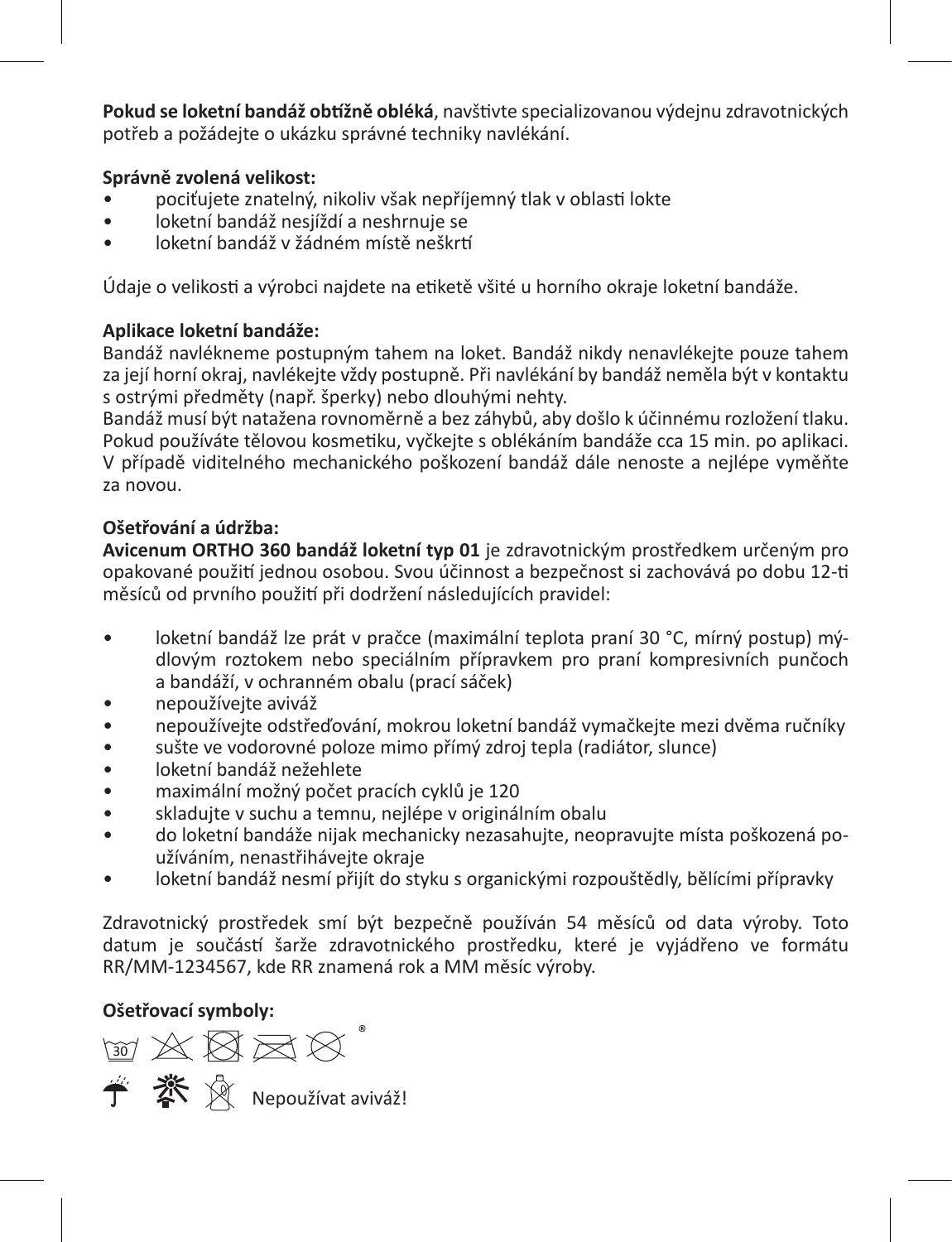**Pokud se loketní bandáž obtížně obléká**, navštivte specializovanou výdejnu zdravotnických potřeb a požádejte o ukázku správné techniky navlékání.

**Správně zvolená velikost:**

- pociťujete znatelný, nikoliv však nepříjemný tlak v oblasti lokte
- loketní bandáž nesjíždí a neshrnuje se
- loketní bandáž v žádném místě neškrtí

Údaje o velikosti a výrobci najdete na etiketě všité u horního okraje loketní bandáže.

**Aplikace loketní bandáže:**

Bandáž navlékneme postupným tahem na loket. Bandáž nikdy nenavlékejte pouze tahem za její horní okraj, navlékejte vždy postupně. Při navlékání by bandáž neměla být v kontaktu s ostrými předměty (např. šperky) nebo dlouhými nehty.
Bandáž musí být natažena rovnoměrně a bez záhybů, aby došlo k účinnému rozložení tlaku. Pokud používáte tělovou kosmetiku, vyčkejte s oblékáním bandáže cca 15 min. po aplikaci. V případě viditelného mechanického poškození bandáž dále nenoste a nejlépe vyměňte za novou.

**Ošetřování a údržba:**

**Avicenum ORTHO 360 bandáž loketní typ 01** je zdravotnickým prostředkem určeným pro opakované použití jednou osobou. Svou účinnost a bezpečnost si zachovává po dobu 12-ti měsíců od prvního použití při dodržení následujících pravidel:

- loketní bandáž lze prát v pračce (maximální teplota praní 30 °C, mírný postup) mýdlovým roztokem nebo speciálním přípravkem pro praní kompresivních punčoch a bandáží, v ochranném obalu (prací sáček)
- nepoužívejte aviváž
- nepoužívejte odstřeďování, mokrou loketní bandáž vymačkejte mezi dvěma ručníky
- sušte ve vodorovné poloze mimo přímý zdroj tepla (radiátor, slunce)
- loketní bandáž nežehlete
- maximální možný počet pracích cyklů je 120
- skladujte v suchu a temnu, nejlépe v originálním obalu
- do loketní bandáže nijak mechanicky nezasahujte, neopravujte místa poškozená používáním, nenastřihávejte okraje
- loketní bandáž nesmí přijít do styku s organickými rozpouštědly, bělícími přípravky

Zdravotnický prostředek smí být bezpečně používán 54 měsíců od data výroby. Toto datum je součástí šarže zdravotnického prostředku, které je vyjádřeno ve formátu RR/MM-1234567, kde RR znamená rok a MM měsíc výroby.

**Ošetřovací symboly:**

30 ®

Nepoužívat aviváž!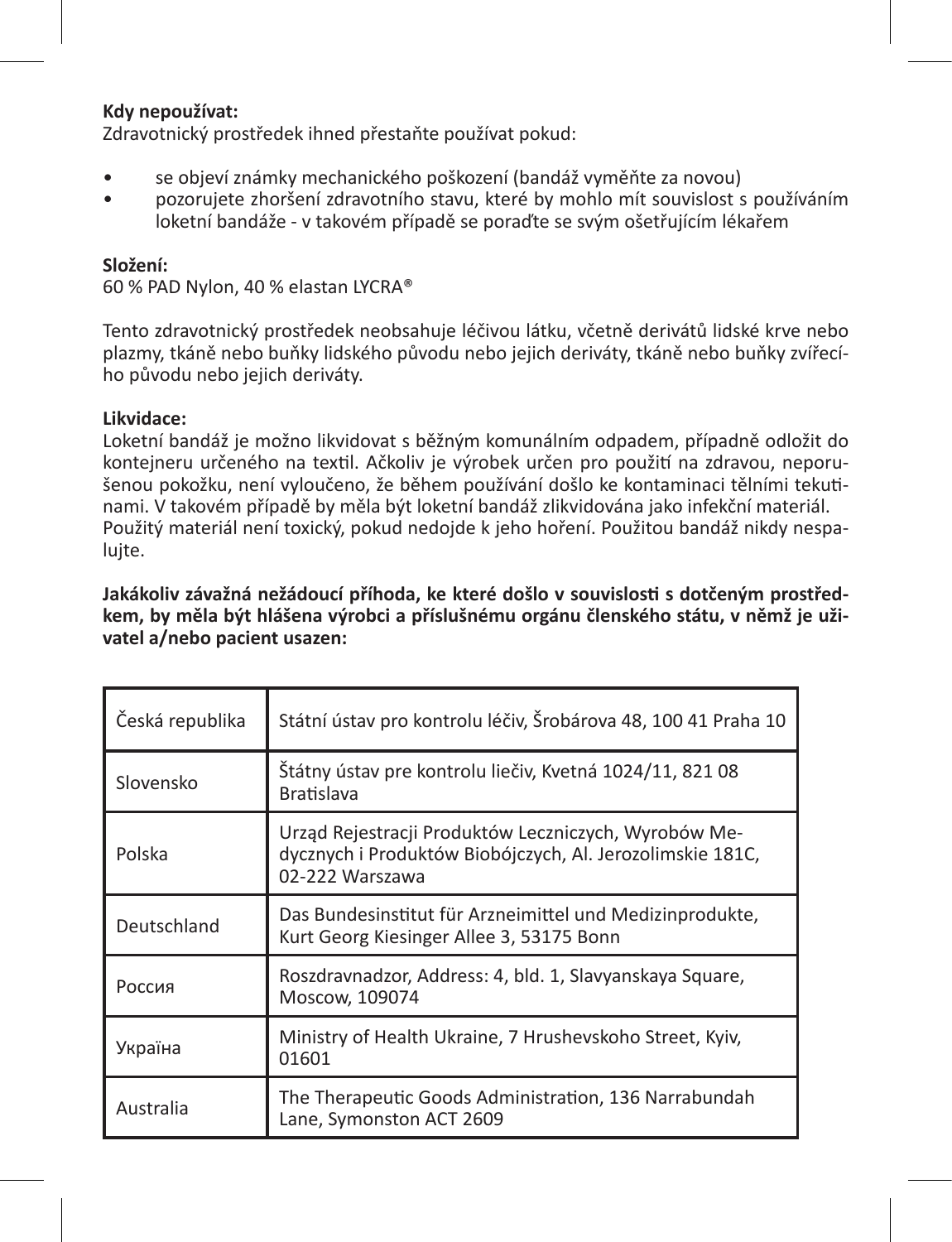**Kdy nepoužívat:**
Zdravotnický prostředek ihned přestaňte používat pokud:

- se objeví známky mechanického poškození (bandáž vyměňte za novou)
- pozorujete zhoršení zdravotního stavu, které by mohlo mít souvislost s používáním loketní bandáže - v takovém případě se poraďte se svým ošetřujícím lékařem

**Složení:**
60 % PAD Nylon, 40 % elastan LYCRA®

Tento zdravotnický prostředek neobsahuje léčivou látku, včetně derivátů lidské krve nebo plazmy, tkáně nebo buňky lidského původu nebo jejich deriváty, tkáně nebo buňky zvířecího původu nebo jejich deriváty.

**Likvidace:**
Loketní bandáž je možno likvidovat s běžným komunálním odpadem, případně odložit do kontejneru určeného na textil. Ačkoliv je výrobek určen pro použití na zdravou, neporušenou pokožku, není vyloučeno, že během používání došlo ke kontaminaci tělními tekutinami. V takovém případě by měla být loketní bandáž zlikvidována jako infekční materiál. Použitý materiál není toxický, pokud nedojde k jeho hoření. Použitou bandáž nikdy nespalujte.

**Jakákoliv závažná nežádoucí příhoda, ke které došlo v souvislosti s dotčeným prostředkem, by měla být hlášena výrobci a příslušnému orgánu členského státu, v němž je uživatel a/nebo pacient usazen:**

| | |
|---|---|
| Česká republika | Státní ústav pro kontrolu léčiv, Šrobárova 48, 100 41 Praha 10 |
| Slovensko | Štátny ústav pre kontrolu liečiv, Kvetná 1024/11, 821 08 Bratislava |
| Polska | Urząd Rejestracji Produktów Leczniczych, Wyrobów Medycznych i Produktów Biobójczych, Al. Jerozolimskie 181C, 02-222 Warszawa |
| Deutschland | Das Bundesinstitut für Arzneimittel und Medizinprodukte, Kurt Georg Kiesinger Allee 3, 53175 Bonn |
| Россия | Roszdravnadzor, Address: 4, bld. 1, Slavyanskaya Square, Moscow, 109074 |
| Україна | Ministry of Health Ukraine, 7 Hrushevskoho Street, Kyiv, 01601 |
| Australia | The Therapeutic Goods Administration, 136 Narrabundah Lane, Symonston ACT 2609 |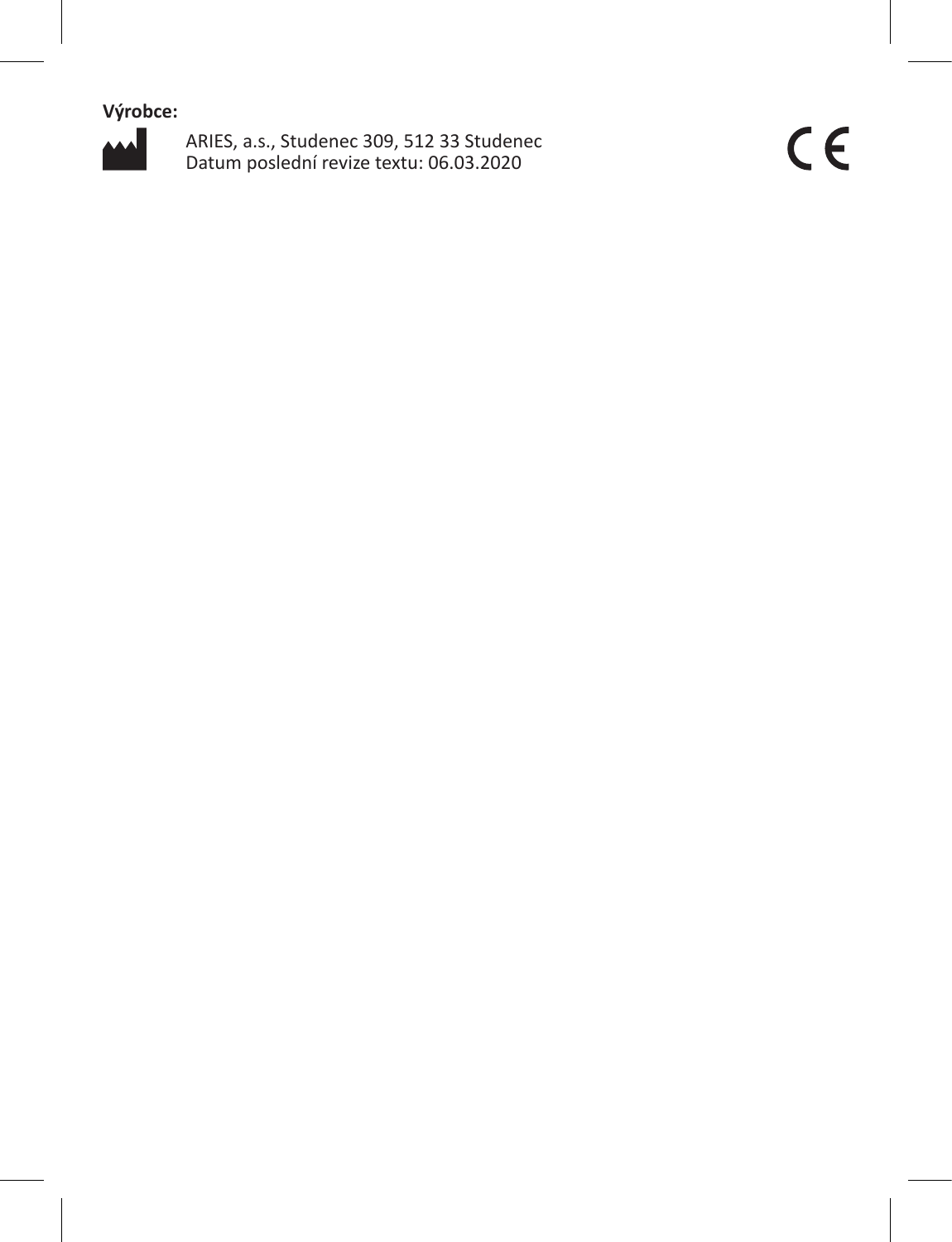**Výrobce:**

ARIES, a.s., Studenec 309, 512 33 Studenec
Datum poslední revize textu: 06.03.2020

CE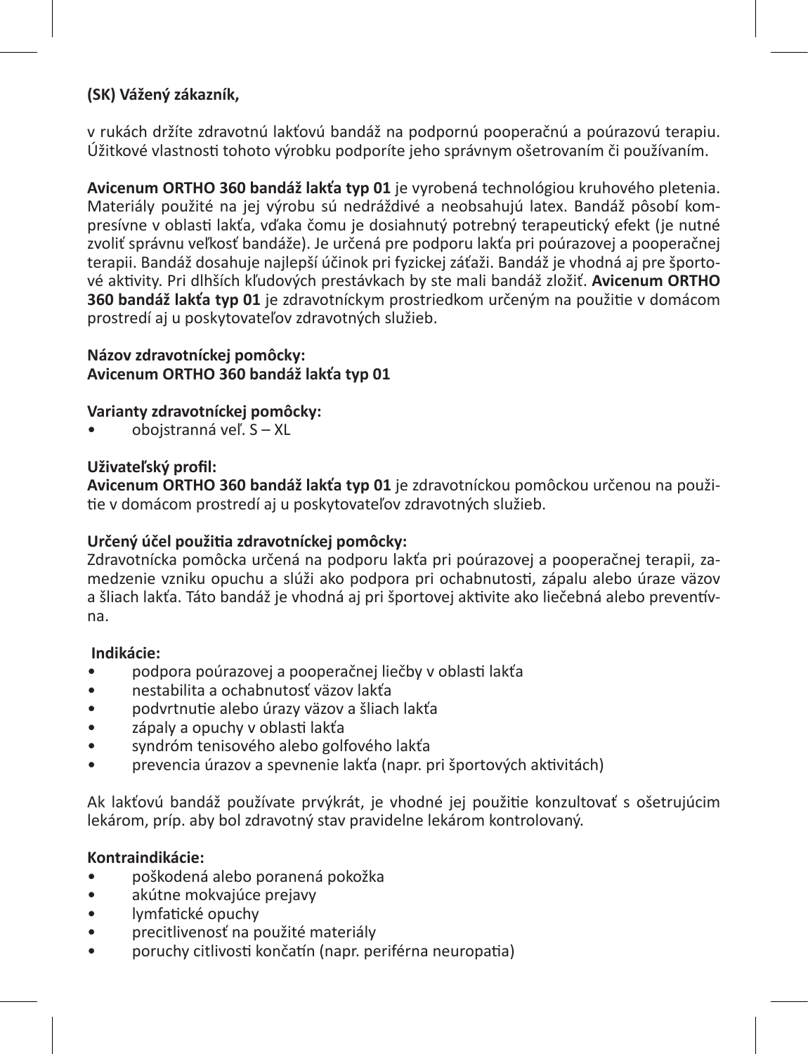**(SK) Vážený zákazník,**

v rukách držíte zdravotnú lakťovú bandáž na podpornú pooperačnú a poúrazovú terapiu. Úžitkové vlastnosti tohoto výrobku podporíte jeho správnym ošetrovaním či používaním.

**Avicenum ORTHO 360 bandáž lakťa typ 01** je vyrobená technológiou kruhového pletenia. Materiály použité na jej výrobu sú nedráždivé a neobsahujú latex. Bandáž pôsobí kompresívne v oblasti lakťa, vďaka čomu je dosiahnutý potrebný terapeutický efekt (je nutné zvoliť správnu veľkosť bandáže). Je určená pre podporu lakťa pri poúrazovej a pooperačnej terapii. Bandáž dosahuje najlepší účinok pri fyzickej záťaži. Bandáž je vhodná aj pre športové aktivity. Pri dlhších kľudových prestávkach by ste mali bandáž zložiť. **Avicenum ORTHO 360 bandáž lakťa typ 01** je zdravotníckym prostriedkom určeným na použitie v domácom prostredí aj u poskytovateľov zdravotných služieb.

**Názov zdravotníckej pomôcky:**
**Avicenum ORTHO 360 bandáž lakťa typ 01**

**Varianty zdravotníckej pomôcky:**
- obojstranná veľ. S – XL

**Uživateľský profil:**
**Avicenum ORTHO 360 bandáž lakťa typ 01** je zdravotníckou pomôckou určenou na použitie v domácom prostredí aj u poskytovateľov zdravotných služieb.

**Určený účel použitia zdravotníckej pomôcky:**
Zdravotnícka pomôcka určená na podporu lakťa pri poúrazovej a pooperačnej terapii, zamedzenie vzniku opuchu a slúži ako podpora pri ochabnutosti, zápalu alebo úraze väzov a šliach lakťa. Táto bandáž je vhodná aj pri športovej aktivite ako liečebná alebo preventívna.

**Indikácie:**
- podpora poúrazovej a pooperačnej liečby v oblasti lakťa
- nestabilita a ochabnutosť väzov lakťa
- podvrtnutie alebo úrazy väzov a šliach lakťa
- zápaly a opuchy v oblasti lakťa
- syndróm tenisového alebo golfového lakťa
- prevencia úrazov a spevnenie lakťa (napr. pri športových aktivitách)

Ak lakťovú bandáž používate prvýkrát, je vhodné jej použitie konzultovať s ošetrujúcim lekárom, príp. aby bol zdravotný stav pravidelne lekárom kontrolovaný.

**Kontraindikácie:**
- poškodená alebo poranená pokožka
- akútne mokvajúce prejavy
- lymfatické opuchy
- precitlivenosť na použité materiály
- poruchy citlivosti končatín (napr. periférna neuropatia)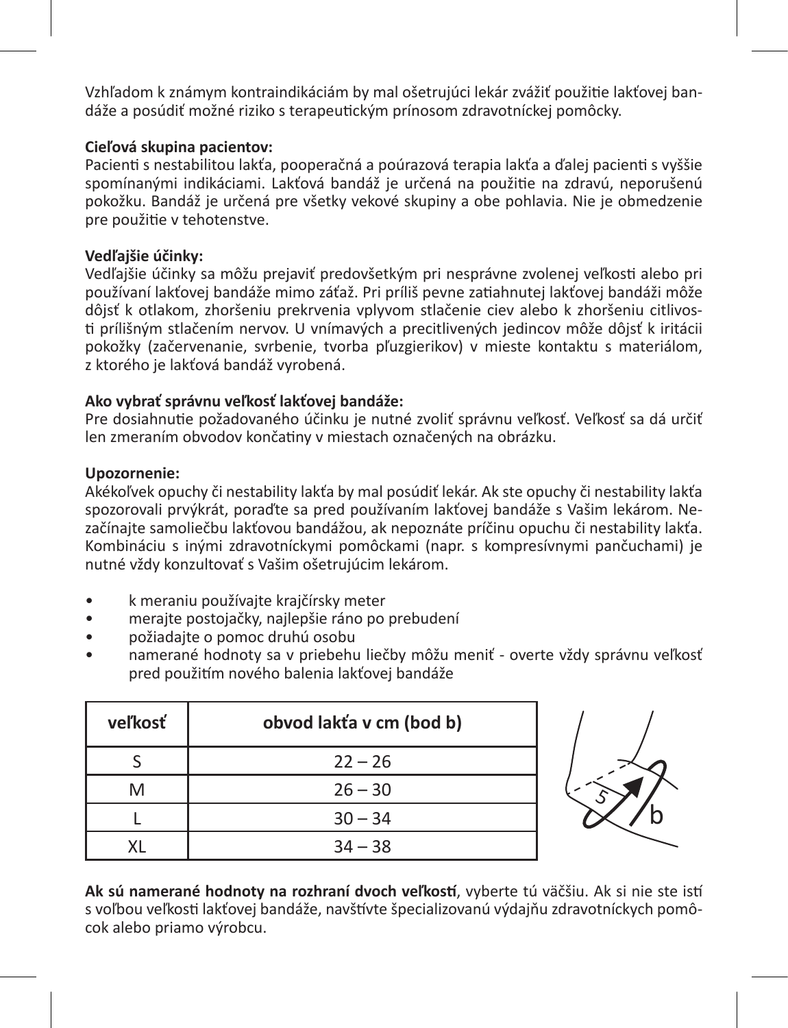Vzhľadom k známym kontraindikáciám by mal ošetrujúci lekár zvážiť použitie lakťovej bandáže a posúdiť možné riziko s terapeutickým prínosom zdravotníckej pomôcky.

**Cieľová skupina pacientov:**
Pacienti s nestabilitou lakťa, pooperačná a poúrazová terapia lakťa a ďalej pacienti s vyššie spomínanými indikáciami. Lakťová bandáž je určená na použitie na zdravú, neporušenú pokožku. Bandáž je určená pre všetky vekové skupiny a obe pohlavia. Nie je obmedzenie pre použitie v tehotenstve.

**Vedľajšie účinky:**
Vedľajšie účinky sa môžu prejaviť predovšetkým pri nesprávne zvolenej veľkosti alebo pri používaní lakťovej bandáže mimo záťaž. Pri príliš pevne zatiahnutej lakťovej bandáži môže dôjsť k otlakom, zhoršeniu prekrvenia vplyvom stlačenie ciev alebo k zhoršeniu citlivosti prílišným stlačením nervov. U vnímavých a precitlivených jedincov môže dôjsť k iritácii pokožky (začervenanie, svrbenie, tvorba pľuzgierikov) v mieste kontaktu s materiálom, z ktorého je lakťová bandáž vyrobená.

**Ako vybrať správnu veľkosť lakťovej bandáže:**
Pre dosiahnutie požadovaného účinku je nutné zvoliť správnu veľkosť. Veľkosť sa dá určiť len zmeraním obvodov končatiny v miestach označených na obrázku.

**Upozornenie:**
Akékoľvek opuchy či nestability lakťa by mal posúdiť lekár. Ak ste opuchy či nestability lakťa spozorovali prvýkrát, poraďte sa pred používaním lakťovej bandáže s Vašim lekárom. Nezačínajte samoliečbu lakťovou bandážou, ak nepoznáte príčinu opuchu či nestability lakťa. Kombináciu s inými zdravotníckymi pomôckami (napr. s kompresívnymi pančuchami) je nutné vždy konzultovať s Vašim ošetrujúcim lekárom.

- k meraniu používajte krajčírsky meter
- merajte postojačky, najlepšie ráno po prebudení
- požiadajte o pomoc druhú osobu
- namerané hodnoty sa v priebehu liečby môžu meniť - overte vždy správnu veľkosť pred použitím nového balenia lakťovej bandáže

| veľkosť | obvod lakťa v cm (bod b) |
|---|---|
| S | 22 – 26 |
| M | 26 – 30 |
| L | 30 – 34 |
| XL | 34 – 38 |

**Ak sú namerané hodnoty na rozhraní dvoch veľkostí**, vyberte tú väčšiu. Ak si nie ste istí s voľbou veľkosti lakťovej bandáže, navštívte špecializovanú výdajňu zdravotníckych pomôcok alebo priamo výrobcu.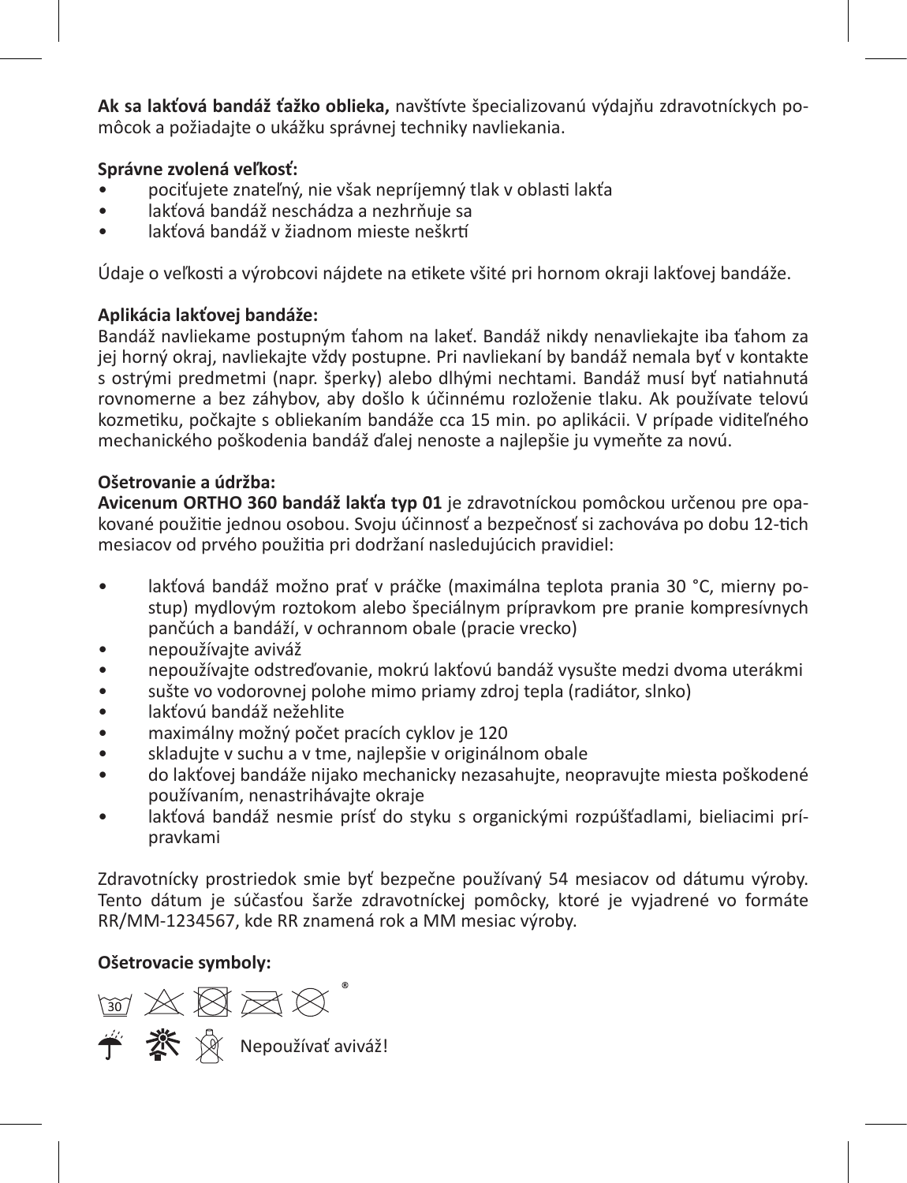**Ak sa lakťová bandáž ťažko oblieka,** navštívte špecializovanú výdajňu zdravotníckych pomôcok a požiadajte o ukážku správnej techniky navliekania.

**Správne zvolená veľkosť:**

- pociťujete znateľný, nie však nepríjemný tlak v oblasti lakťa
- lakťová bandáž neschádza a nezhrňuje sa
- lakťová bandáž v žiadnom mieste neškrtí

Údaje o veľkosti a výrobcovi nájdete na etikete všité pri hornom okraji lakťovej bandáže.

**Aplikácia lakťovej bandáže:**
Bandáž navliekame postupným ťahom na lakeť. Bandáž nikdy nenavliekajte iba ťahom za jej horný okraj, navliekajte vždy postupne. Pri navliekaní by bandáž nemala byť v kontakte s ostrými predmetmi (napr. šperky) alebo dlhými nechtami. Bandáž musí byť natiahnutá rovnomerne a bez záhybov, aby došlo k účinnému rozloženie tlaku. Ak používate telovú kozmetiku, počkajte s obliekaním bandáže cca 15 min. po aplikácii. V prípade viditeľného mechanického poškodenia bandáž ďalej nenoste a najlepšie ju vymeňte za novú.

**Ošetrovanie a údržba:**
**Avicenum ORTHO 360 bandáž lakťa typ 01** je zdravotníckou pomôckou určenou pre opakované použitie jednou osobou. Svoju účinnosť a bezpečnosť si zachováva po dobu 12-tich mesiacov od prvého použitia pri dodržaní nasledujúcich pravidiel:

- lakťová bandáž možno prať v práčke (maximálna teplota prania 30 °C, mierny postup) mydlovým roztokom alebo špeciálnym prípravkom pre pranie kompresívnych pančúch a bandáží, v ochrannom obale (pracie vrecko)
- nepoužívajte aviváž
- nepoužívajte odstreďovanie, mokrú lakťovú bandáž vysušte medzi dvoma uterákmi
- sušte vo vodorovnej polohe mimo priamy zdroj tepla (radiátor, slnko)
- lakťovú bandáž nežehlite
- maximálny možný počet pracích cyklov je 120
- skladujte v suchu a v tme, najlepšie v originálnom obale
- do lakťovej bandáže nijako mechanicky nezasahujte, neopravujte miesta poškodené používaním, nenastrihávajte okraje
- lakťová bandáž nesmie prísť do styku s organickými rozpúšťadlami, bieliacimi prípravkami

Zdravotnícky prostriedok smie byť bezpečne používaný 54 mesiacov od dátumu výroby. Tento dátum je súčasťou šarže zdravotníckej pomôcky, ktoré je vyjadrené vo formáte RR/MM-1234567, kde RR znamená rok a MM mesiac výroby.

**Ošetrovacie symboly:**

30 ®

Nepoužívať aviváž!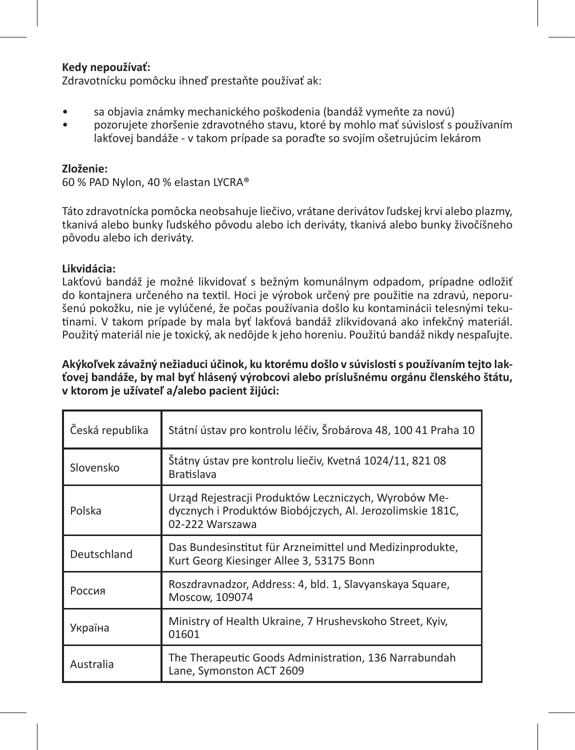**Kedy nepoužívať:**
Zdravotnícku pomôcku ihneď prestaňte používať ak:

- sa objavia známky mechanického poškodenia (bandáž vymeňte za novú)
- pozorujete zhoršenie zdravotného stavu, ktoré by mohlo mať súvislosť s používaním lakťovej bandáže - v takom prípade sa poraďte so svojím ošetrujúcim lekárom

**Zloženie:**
60 % PAD Nylon, 40 % elastan LYCRA®

Táto zdravotnícka pomôcka neobsahuje liečivo, vrátane derivátov ľudskej krvi alebo plazmy, tkanivá alebo bunky ľudského pôvodu alebo ich deriváty, tkanivá alebo bunky živočíšneho pôvodu alebo ich deriváty.

**Likvidácia:**
Lakťovú bandáž je možné likvidovať s bežným komunálnym odpadom, prípadne odložiť do kontajnera určeného na textil. Hoci je výrobok určený pre použitie na zdravú, neporušenú pokožku, nie je vylúčené, že počas používania došlo ku kontaminácii telesnými tekutinami. V takom prípade by mala byť lakťová bandáž zlikvidovaná ako infekčný materiál. Použitý materiál nie je toxický, ak nedôjde k jeho horeniu. Použitú bandáž nikdy nespaľujte.

**Akýkoľvek závažný nežiaduci účinok, ku ktorému došlo v súvislosti s používaním tejto lakťovej bandáže, by mal byť hlásený výrobcovi alebo príslušnému orgánu členského štátu, v ktorom je užívateľ a/alebo pacient žijúci:**

| | |
|---|---|
| Česká republika | Státní ústav pro kontrolu léčiv, Šrobárova 48, 100 41 Praha 10 |
| Slovensko | Štátny ústav pre kontrolu liečiv, Kvetná 1024/11, 821 08 Bratislava |
| Polska | Urząd Rejestracji Produktów Leczniczych, Wyrobów Medycznych i Produktów Biobójczych, Al. Jerozolimskie 181C, 02-222 Warszawa |
| Deutschland | Das Bundesinstitut für Arzneimittel und Medizinprodukte, Kurt Georg Kiesinger Allee 3, 53175 Bonn |
| Россия | Roszdravnadzor, Address: 4, bld. 1, Slavyanskaya Square, Moscow, 109074 |
| Україна | Ministry of Health Ukraine, 7 Hrushevskoho Street, Kyiv, 01601 |
| Australia | The Therapeutic Goods Administration, 136 Narrabundah Lane, Symonston ACT 2609 |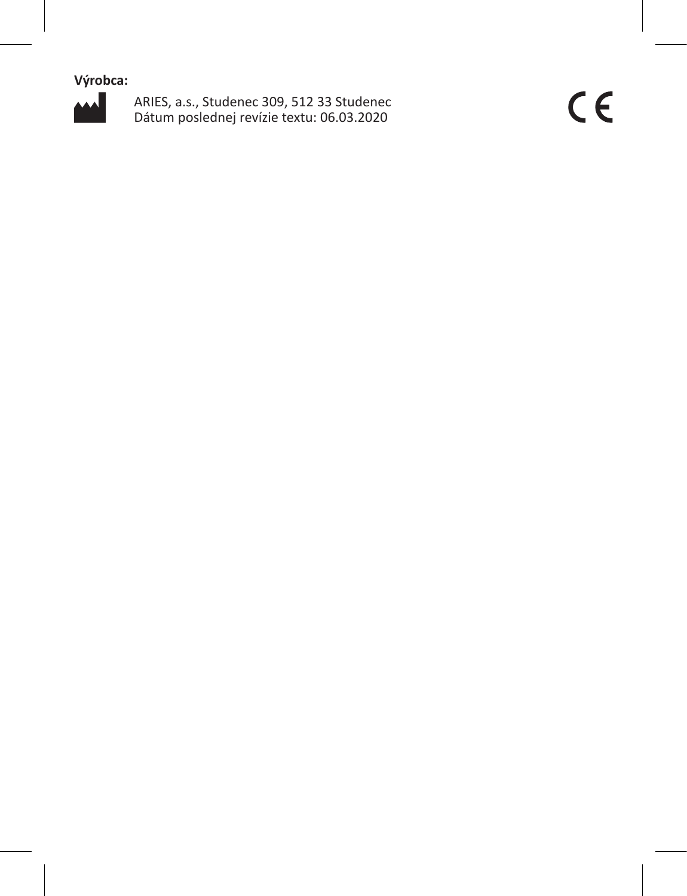**Výrobca:**

ARIES, a.s., Studenec 309, 512 33 Studenec
Dátum poslednej revízie textu: 06.03.2020

CE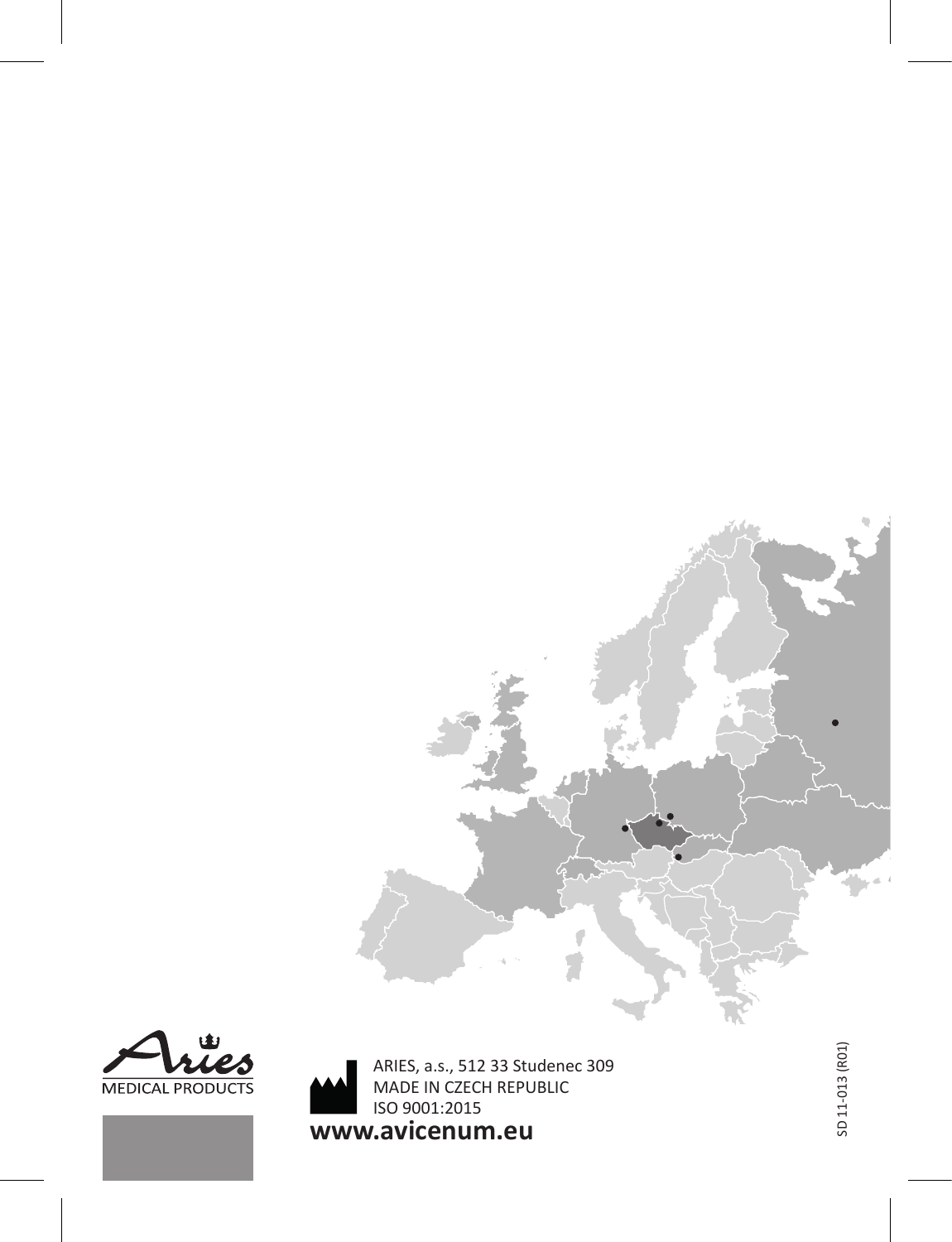Aries

MEDICAL PRODUCTS

ARIES, a.s., 512 33 Studenec 309
MADE IN CZECH REPUBLIC
ISO 9001:2015

**www.avicenum.eu**

SD 11-013 (R01)